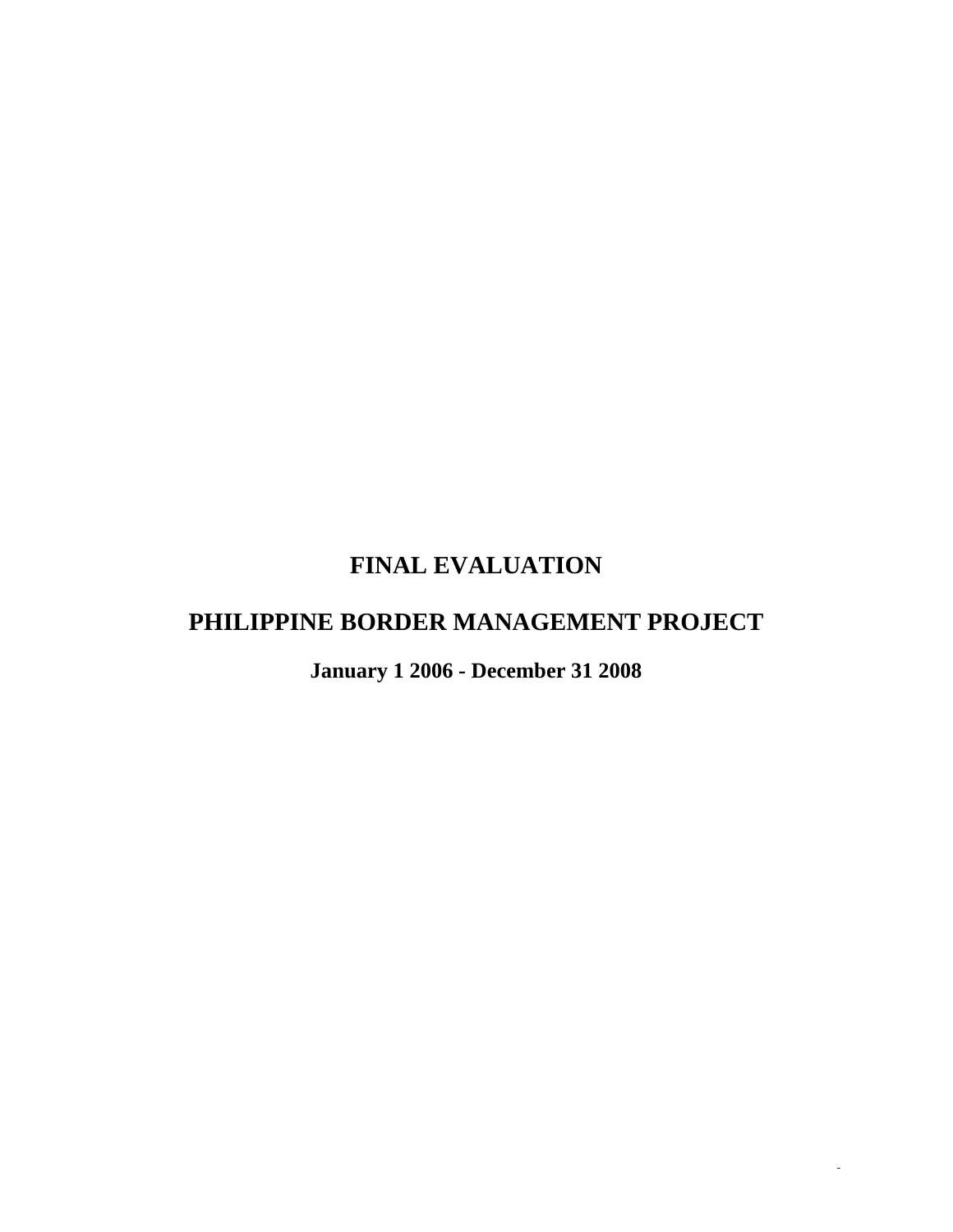# FINAL EVALUATION

# PHILIPPINE BORDER MANAGEMENT PROJECT

**January 1 2006 - December 31 2008**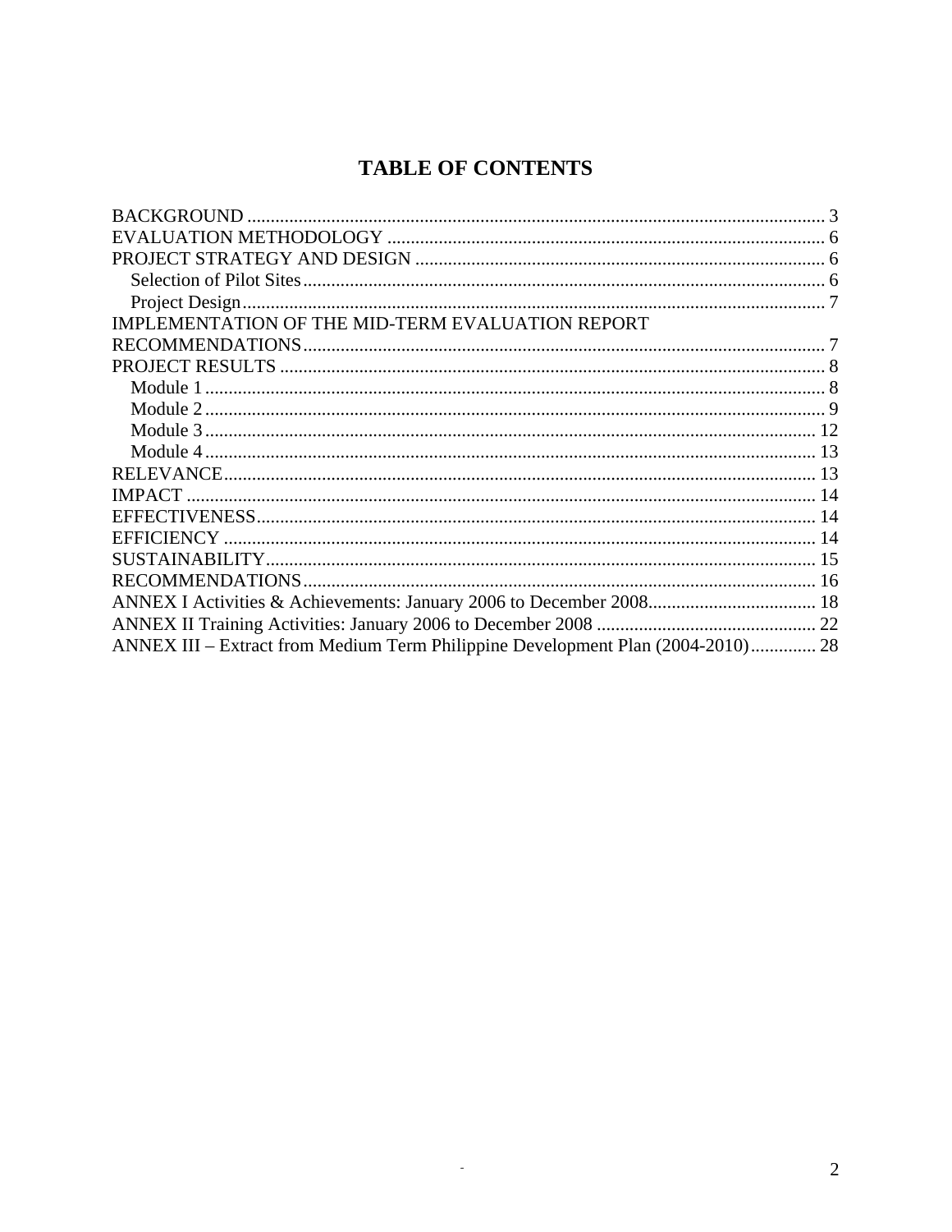# TABLE OF CONTENTS

BACKGROUND .......................................................................................................................... 3
EVALUATION METHODOLOGY ............................................................................................. 6
PROJECT STRATEGY AND DESIGN ....................................................................................... 6
  Selection of Pilot Sites ............................................................................................................... 6
  Project Design ........................................................................................................................... 7
IMPLEMENTATION OF THE MID-TERM EVALUATION REPORT RECOMMENDATIONS .............................................................................................................. 7
PROJECT RESULTS .................................................................................................................... 8
  Module 1 .................................................................................................................................... 8
  Module 2 .................................................................................................................................... 9
  Module 3 .................................................................................................................................. 12
  Module 4 .................................................................................................................................. 13
RELEVANCE .............................................................................................................................. 13
IMPACT ...................................................................................................................................... 14
EFFECTIVENESS ....................................................................................................................... 14
EFFICIENCY .............................................................................................................................. 14
SUSTAINABILITY ..................................................................................................................... 15
RECOMMENDATIONS ............................................................................................................. 16
ANNEX I Activities & Achievements: January 2006 to December 2008 .................................... 18
ANNEX II Training Activities: January 2006 to December 2008 ............................................... 22
ANNEX III – Extract from Medium Term Philippine Development Plan (2004-2010) .............. 28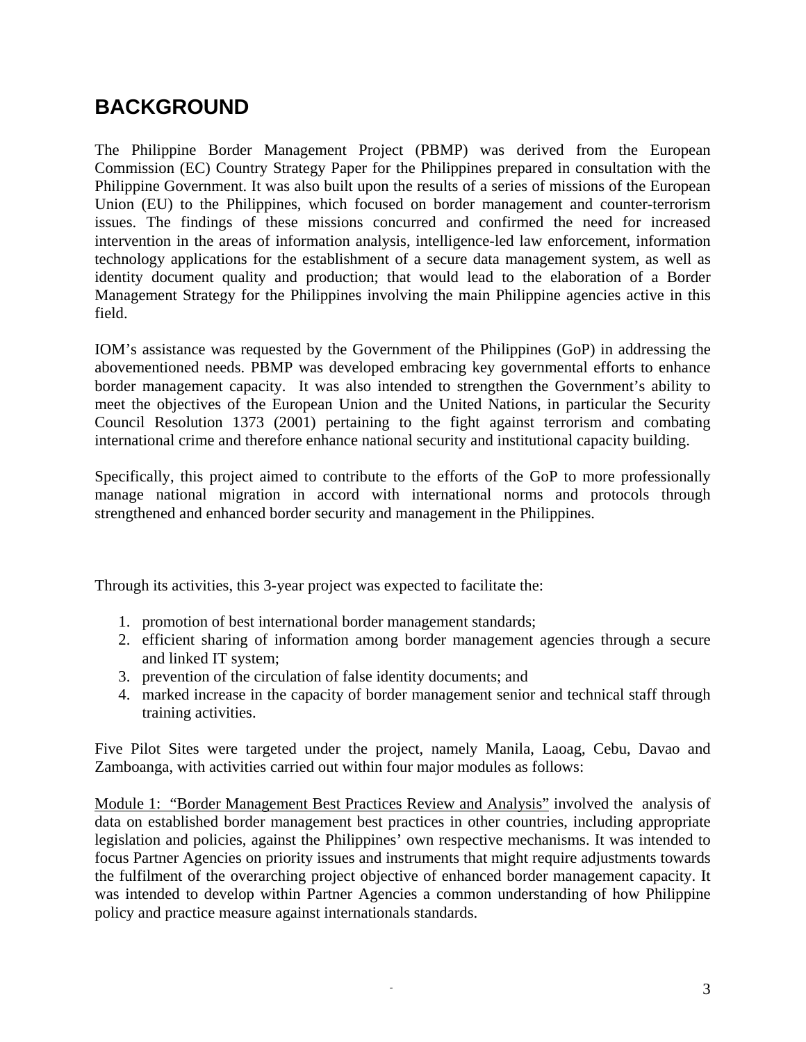# BACKGROUND

The Philippine Border Management Project (PBMP) was derived from the European Commission (EC) Country Strategy Paper for the Philippines prepared in consultation with the Philippine Government. It was also built upon the results of a series of missions of the European Union (EU) to the Philippines, which focused on border management and counter-terrorism issues. The findings of these missions concurred and confirmed the need for increased intervention in the areas of information analysis, intelligence-led law enforcement, information technology applications for the establishment of a secure data management system, as well as identity document quality and production; that would lead to the elaboration of a Border Management Strategy for the Philippines involving the main Philippine agencies active in this field.

IOM's assistance was requested by the Government of the Philippines (GoP) in addressing the abovementioned needs. PBMP was developed embracing key governmental efforts to enhance border management capacity. It was also intended to strengthen the Government's ability to meet the objectives of the European Union and the United Nations, in particular the Security Council Resolution 1373 (2001) pertaining to the fight against terrorism and combating international crime and therefore enhance national security and institutional capacity building.

Specifically, this project aimed to contribute to the efforts of the GoP to more professionally manage national migration in accord with international norms and protocols through strengthened and enhanced border security and management in the Philippines.

Through its activities, this 3-year project was expected to facilitate the:

1. promotion of best international border management standards;
2. efficient sharing of information among border management agencies through a secure and linked IT system;
3. prevention of the circulation of false identity documents; and
4. marked increase in the capacity of border management senior and technical staff through training activities.

Five Pilot Sites were targeted under the project, namely Manila, Laoag, Cebu, Davao and Zamboanga, with activities carried out within four major modules as follows:

Module 1: "Border Management Best Practices Review and Analysis" involved the analysis of data on established border management best practices in other countries, including appropriate legislation and policies, against the Philippines' own respective mechanisms. It was intended to focus Partner Agencies on priority issues and instruments that might require adjustments towards the fulfilment of the overarching project objective of enhanced border management capacity. It was intended to develop within Partner Agencies a common understanding of how Philippine policy and practice measure against internationals standards.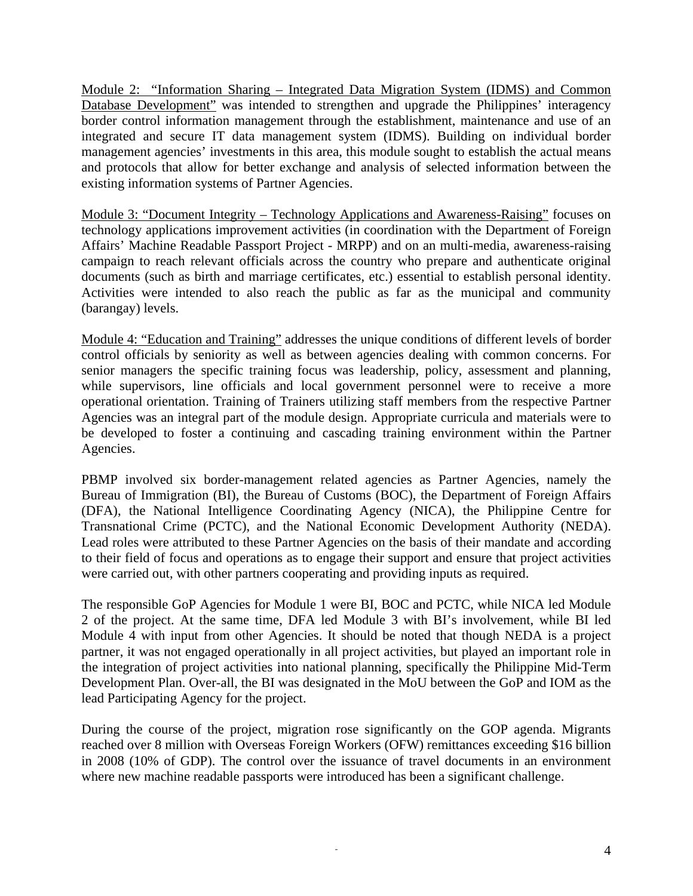Module 2: "Information Sharing – Integrated Data Migration System (IDMS) and Common Database Development" was intended to strengthen and upgrade the Philippines' interagency border control information management through the establishment, maintenance and use of an integrated and secure IT data management system (IDMS). Building on individual border management agencies' investments in this area, this module sought to establish the actual means and protocols that allow for better exchange and analysis of selected information between the existing information systems of Partner Agencies.

Module 3: "Document Integrity – Technology Applications and Awareness-Raising" focuses on technology applications improvement activities (in coordination with the Department of Foreign Affairs' Machine Readable Passport Project - MRPP) and on an multi-media, awareness-raising campaign to reach relevant officials across the country who prepare and authenticate original documents (such as birth and marriage certificates, etc.) essential to establish personal identity. Activities were intended to also reach the public as far as the municipal and community (barangay) levels.

Module 4: "Education and Training" addresses the unique conditions of different levels of border control officials by seniority as well as between agencies dealing with common concerns. For senior managers the specific training focus was leadership, policy, assessment and planning, while supervisors, line officials and local government personnel were to receive a more operational orientation. Training of Trainers utilizing staff members from the respective Partner Agencies was an integral part of the module design. Appropriate curricula and materials were to be developed to foster a continuing and cascading training environment within the Partner Agencies.

PBMP involved six border-management related agencies as Partner Agencies, namely the Bureau of Immigration (BI), the Bureau of Customs (BOC), the Department of Foreign Affairs (DFA), the National Intelligence Coordinating Agency (NICA), the Philippine Centre for Transnational Crime (PCTC), and the National Economic Development Authority (NEDA). Lead roles were attributed to these Partner Agencies on the basis of their mandate and according to their field of focus and operations as to engage their support and ensure that project activities were carried out, with other partners cooperating and providing inputs as required.

The responsible GoP Agencies for Module 1 were BI, BOC and PCTC, while NICA led Module 2 of the project. At the same time, DFA led Module 3 with BI's involvement, while BI led Module 4 with input from other Agencies. It should be noted that though NEDA is a project partner, it was not engaged operationally in all project activities, but played an important role in the integration of project activities into national planning, specifically the Philippine Mid-Term Development Plan. Over-all, the BI was designated in the MoU between the GoP and IOM as the lead Participating Agency for the project.

During the course of the project, migration rose significantly on the GOP agenda. Migrants reached over 8 million with Overseas Foreign Workers (OFW) remittances exceeding $16 billion in 2008 (10% of GDP). The control over the issuance of travel documents in an environment where new machine readable passports were introduced has been a significant challenge.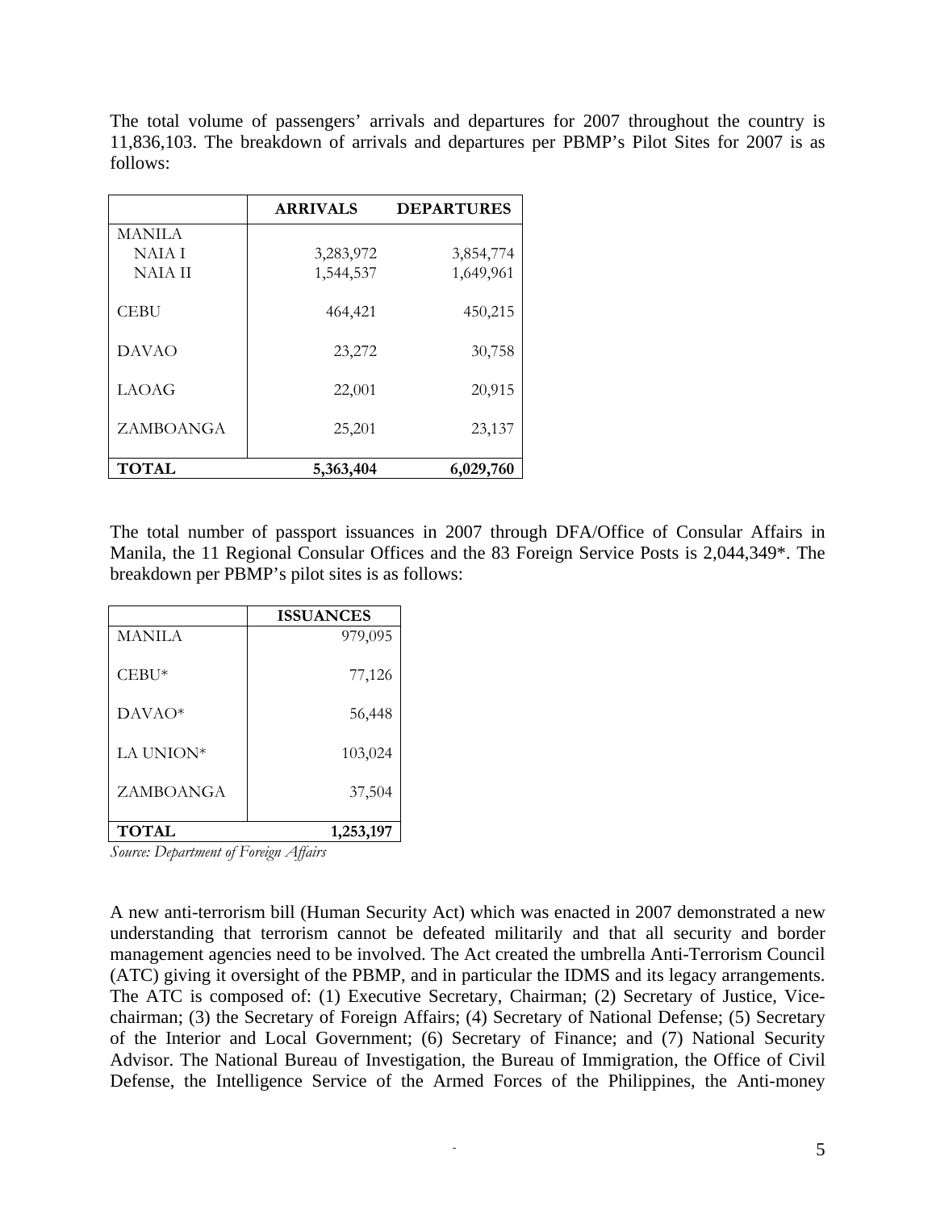The total volume of passengers' arrivals and departures for 2007 throughout the country is 11,836,103. The breakdown of arrivals and departures per PBMP's Pilot Sites for 2007 is as follows:

| | **ARRIVALS** | **DEPARTURES** |
|---|---|---|
| MANILA | | |
| NAIA I | 3,283,972 | 3,854,774 |
| NAIA II | 1,544,537 | 1,649,961 |
| CEBU | 464,421 | 450,215 |
| DAVAO | 23,272 | 30,758 |
| LAOAG | 22,001 | 20,915 |
| ZAMBOANGA | 25,201 | 23,137 |
| **TOTAL** | **5,363,404** | **6,029,760** |

The total number of passport issuances in 2007 through DFA/Office of Consular Affairs in Manila, the 11 Regional Consular Offices and the 83 Foreign Service Posts is 2,044,349*. The breakdown per PBMP's pilot sites is as follows:

| | **ISSUANCES** |
|---|---|
| MANILA | 979,095 |
| CEBU* | 77,126 |
| DAVAO* | 56,448 |
| LA UNION* | 103,024 |
| ZAMBOANGA | 37,504 |
| **TOTAL** | **1,253,197** |

*Source: Department of Foreign Affairs*

A new anti-terrorism bill (Human Security Act) which was enacted in 2007 demonstrated a new understanding that terrorism cannot be defeated militarily and that all security and border management agencies need to be involved. The Act created the umbrella Anti-Terrorism Council (ATC) giving it oversight of the PBMP, and in particular the IDMS and its legacy arrangements. The ATC is composed of: (1) Executive Secretary, Chairman; (2) Secretary of Justice, Vice-chairman; (3) the Secretary of Foreign Affairs; (4) Secretary of National Defense; (5) Secretary of the Interior and Local Government; (6) Secretary of Finance; and (7) National Security Advisor. The National Bureau of Investigation, the Bureau of Immigration, the Office of Civil Defense, the Intelligence Service of the Armed Forces of the Philippines, the Anti-money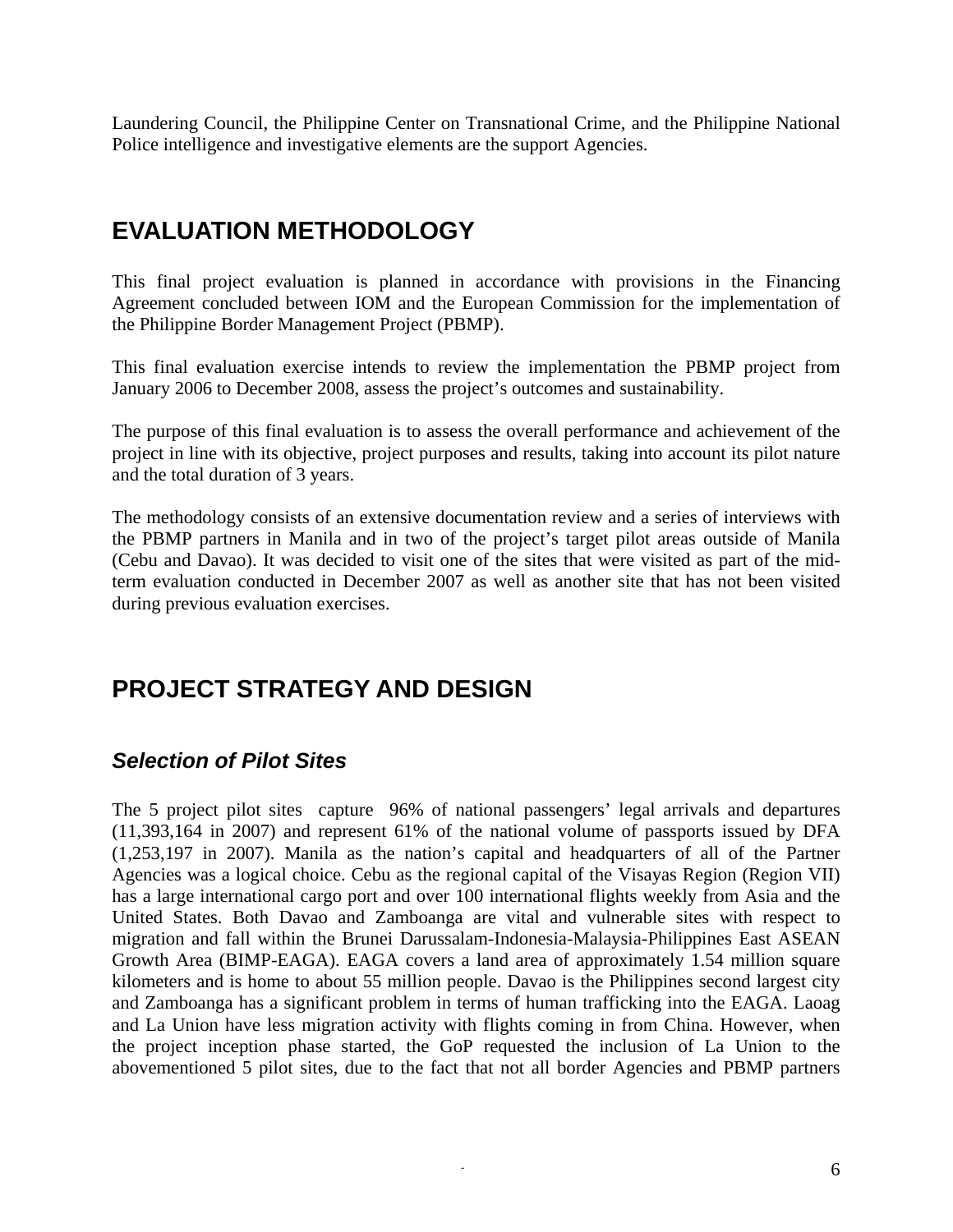Laundering Council, the Philippine Center on Transnational Crime, and the Philippine National Police intelligence and investigative elements are the support Agencies.

# EVALUATION METHODOLOGY

This final project evaluation is planned in accordance with provisions in the Financing Agreement concluded between IOM and the European Commission for the implementation of the Philippine Border Management Project (PBMP).

This final evaluation exercise intends to review the implementation the PBMP project from January 2006 to December 2008, assess the project's outcomes and sustainability.

The purpose of this final evaluation is to assess the overall performance and achievement of the project in line with its objective, project purposes and results, taking into account its pilot nature and the total duration of 3 years.

The methodology consists of an extensive documentation review and a series of interviews with the PBMP partners in Manila and in two of the project's target pilot areas outside of Manila (Cebu and Davao). It was decided to visit one of the sites that were visited as part of the mid-term evaluation conducted in December 2007 as well as another site that has not been visited during previous evaluation exercises.

# PROJECT STRATEGY AND DESIGN

## *Selection of Pilot Sites*

The 5 project pilot sites capture 96% of national passengers' legal arrivals and departures (11,393,164 in 2007) and represent 61% of the national volume of passports issued by DFA (1,253,197 in 2007). Manila as the nation's capital and headquarters of all of the Partner Agencies was a logical choice. Cebu as the regional capital of the Visayas Region (Region VII) has a large international cargo port and over 100 international flights weekly from Asia and the United States. Both Davao and Zamboanga are vital and vulnerable sites with respect to migration and fall within the Brunei Darussalam-Indonesia-Malaysia-Philippines East ASEAN Growth Area (BIMP-EAGA). EAGA covers a land area of approximately 1.54 million square kilometers and is home to about 55 million people. Davao is the Philippines second largest city and Zamboanga has a significant problem in terms of human trafficking into the EAGA. Laoag and La Union have less migration activity with flights coming in from China. However, when the project inception phase started, the GoP requested the inclusion of La Union to the abovementioned 5 pilot sites, due to the fact that not all border Agencies and PBMP partners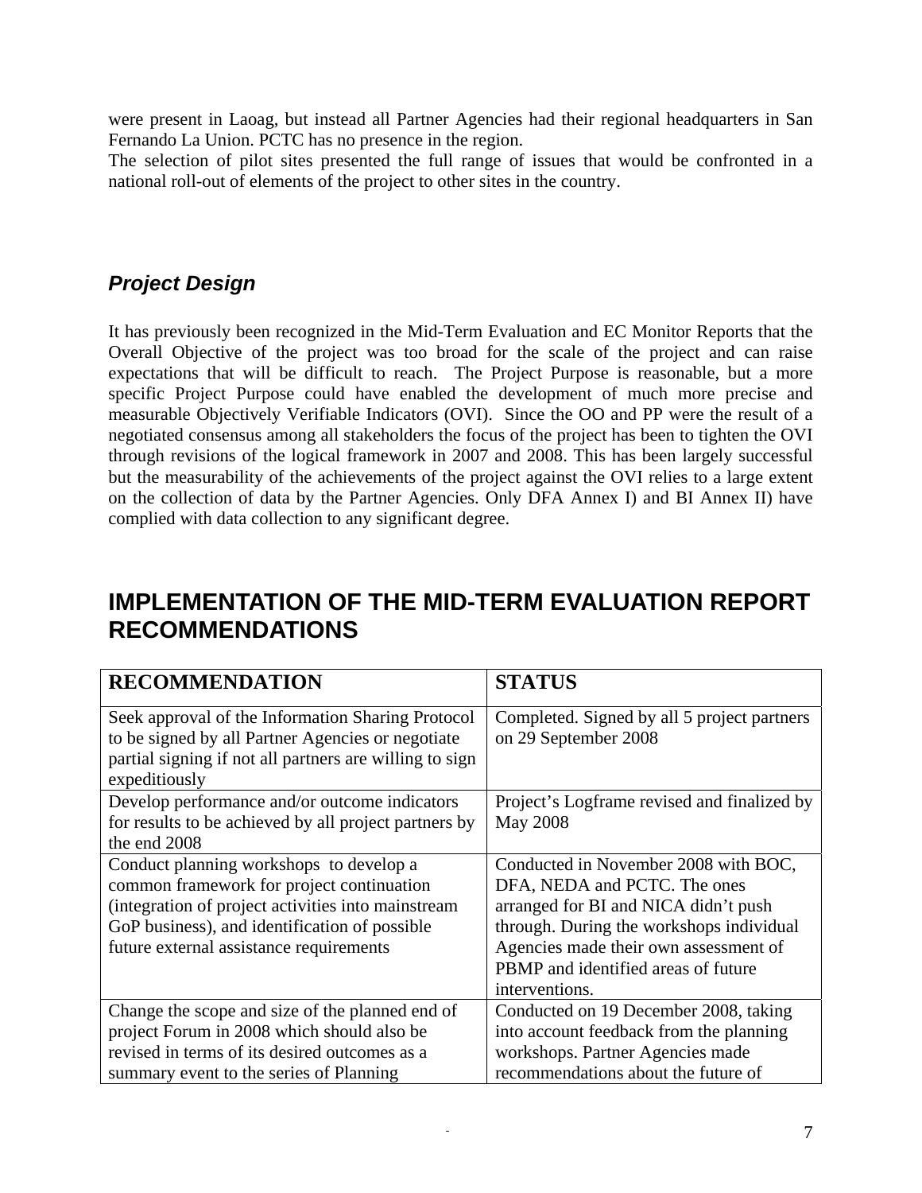were present in Laoag, but instead all Partner Agencies had their regional headquarters in San Fernando La Union. PCTC has no presence in the region.
The selection of pilot sites presented the full range of issues that would be confronted in a national roll-out of elements of the project to other sites in the country.

### *Project Design*

It has previously been recognized in the Mid-Term Evaluation and EC Monitor Reports that the Overall Objective of the project was too broad for the scale of the project and can raise expectations that will be difficult to reach. The Project Purpose is reasonable, but a more specific Project Purpose could have enabled the development of much more precise and measurable Objectively Verifiable Indicators (OVI). Since the OO and PP were the result of a negotiated consensus among all stakeholders the focus of the project has been to tighten the OVI through revisions of the logical framework in 2007 and 2008. This has been largely successful but the measurability of the achievements of the project against the OVI relies to a large extent on the collection of data by the Partner Agencies. Only DFA Annex I) and BI Annex II) have complied with data collection to any significant degree.

## IMPLEMENTATION OF THE MID-TERM EVALUATION REPORT RECOMMENDATIONS

| RECOMMENDATION | STATUS |
|---|---|
| Seek approval of the Information Sharing Protocol to be signed by all Partner Agencies or negotiate partial signing if not all partners are willing to sign expeditiously | Completed. Signed by all 5 project partners on 29 September 2008 |
| Develop performance and/or outcome indicators for results to be achieved by all project partners by the end 2008 | Project's Logframe revised and finalized by May 2008 |
| Conduct planning workshops to develop a common framework for project continuation (integration of project activities into mainstream GoP business), and identification of possible future external assistance requirements | Conducted in November 2008 with BOC, DFA, NEDA and PCTC. The ones arranged for BI and NICA didn't push through. During the workshops individual Agencies made their own assessment of PBMP and identified areas of future interventions. |
| Change the scope and size of the planned end of project Forum in 2008 which should also be revised in terms of its desired outcomes as a summary event to the series of Planning | Conducted on 19 December 2008, taking into account feedback from the planning workshops. Partner Agencies made recommendations about the future of |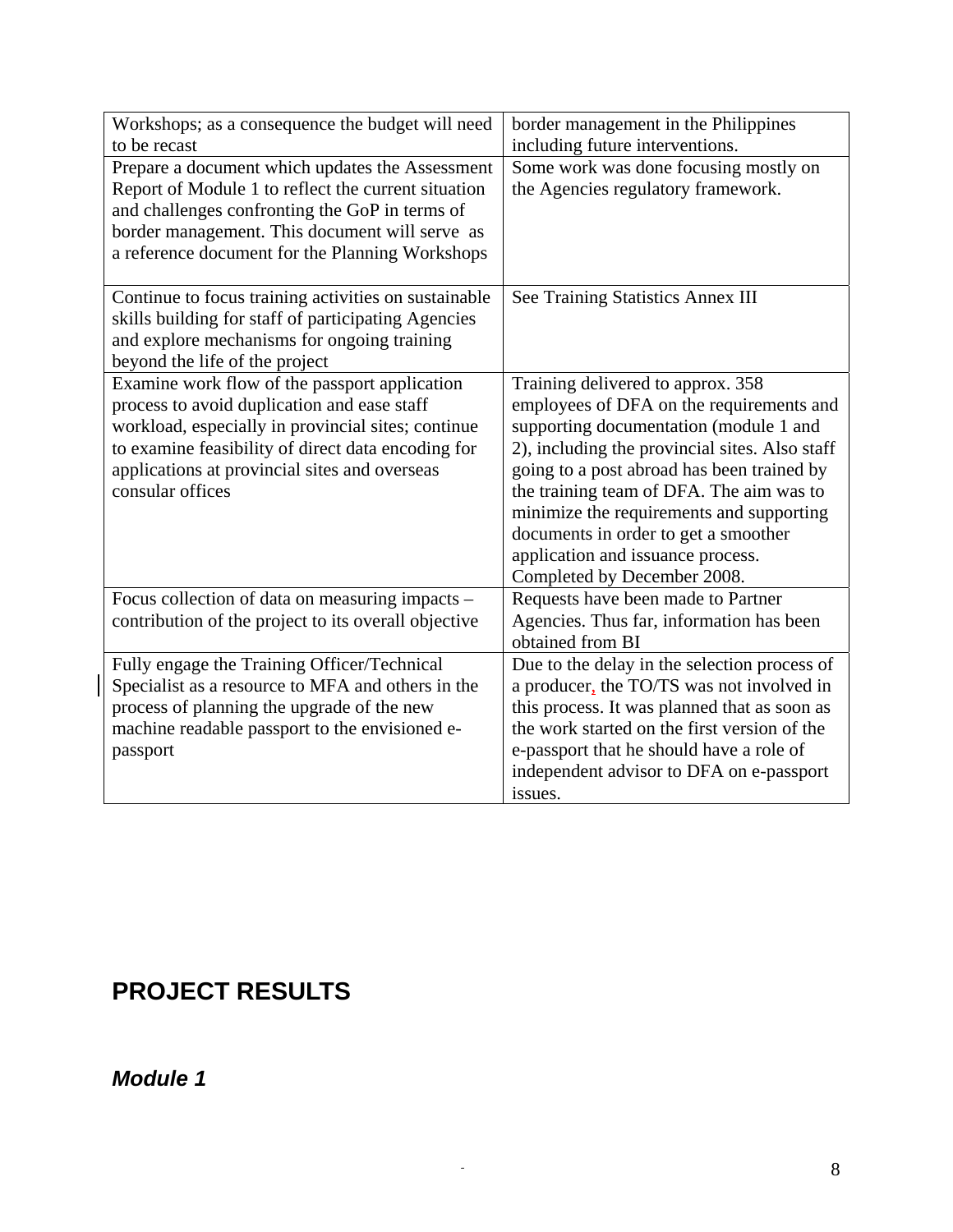| Workshops; as a consequence the budget will need to be recast | border management in the Philippines including future interventions. |
|---|---|
| Prepare a document which updates the Assessment Report of Module 1 to reflect the current situation and challenges confronting the GoP in terms of border management. This document will serve as a reference document for the Planning Workshops | Some work was done focusing mostly on the Agencies regulatory framework. |
| Continue to focus training activities on sustainable skills building for staff of participating Agencies and explore mechanisms for ongoing training beyond the life of the project | See Training Statistics Annex III |
| Examine work flow of the passport application process to avoid duplication and ease staff workload, especially in provincial sites; continue to examine feasibility of direct data encoding for applications at provincial sites and overseas consular offices | Training delivered to approx. 358 employees of DFA on the requirements and supporting documentation (module 1 and 2), including the provincial sites. Also staff going to a post abroad has been trained by the training team of DFA. The aim was to minimize the requirements and supporting documents in order to get a smoother application and issuance process. Completed by December 2008. |
| Focus collection of data on measuring impacts – contribution of the project to its overall objective | Requests have been made to Partner Agencies. Thus far, information has been obtained from BI |
| Fully engage the Training Officer/Technical Specialist as a resource to MFA and others in the process of planning the upgrade of the new machine readable passport to the envisioned e-passport | Due to the delay in the selection process of a producer, the TO/TS was not involved in this process. It was planned that as soon as the work started on the first version of the e-passport that he should have a role of independent advisor to DFA on e-passport issues. |

# PROJECT RESULTS

## *Module 1*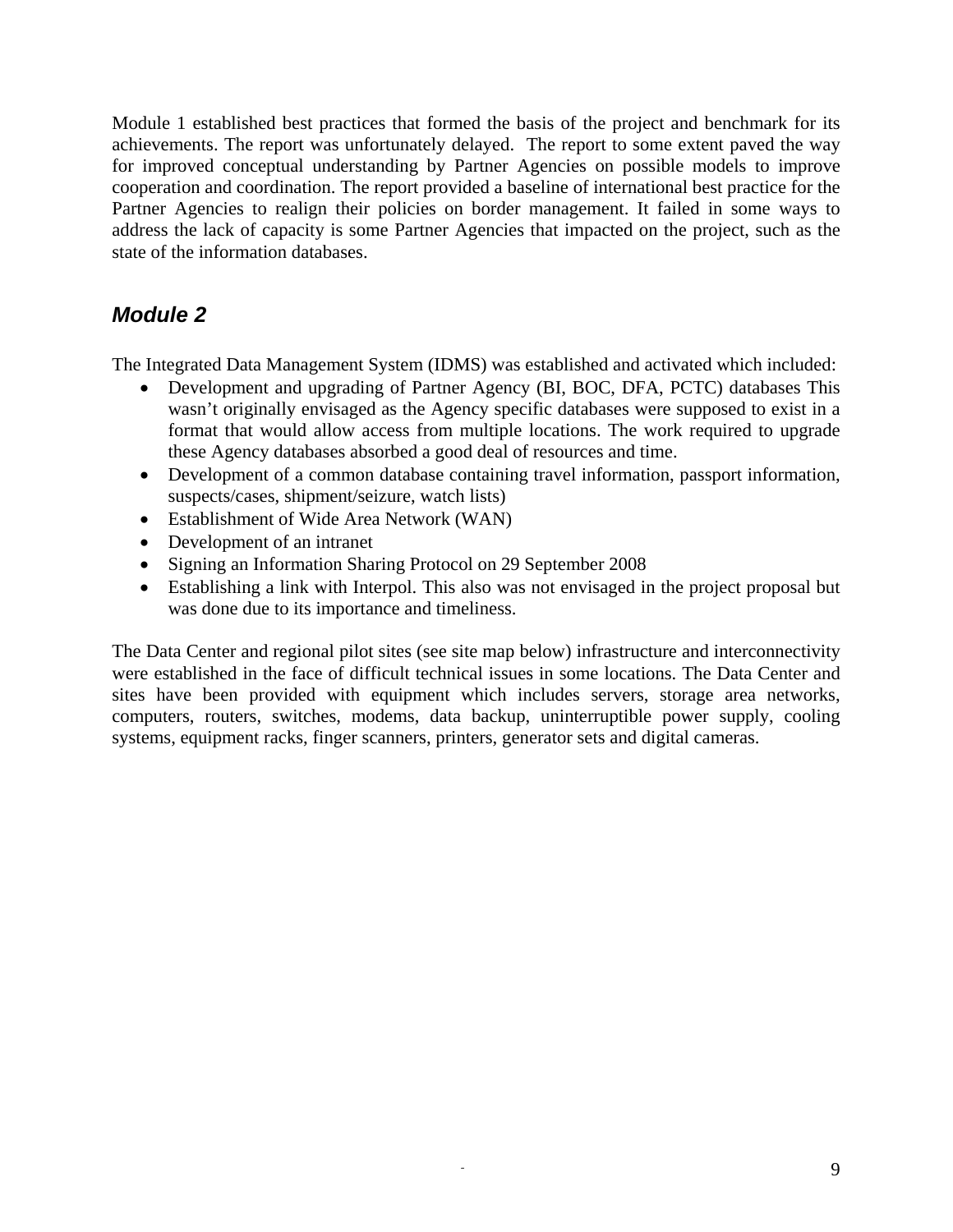Module 1 established best practices that formed the basis of the project and benchmark for its achievements. The report was unfortunately delayed. The report to some extent paved the way for improved conceptual understanding by Partner Agencies on possible models to improve cooperation and coordination. The report provided a baseline of international best practice for the Partner Agencies to realign their policies on border management. It failed in some ways to address the lack of capacity is some Partner Agencies that impacted on the project, such as the state of the information databases.

## *Module 2*

The Integrated Data Management System (IDMS) was established and activated which included:

- Development and upgrading of Partner Agency (BI, BOC, DFA, PCTC) databases This wasn't originally envisaged as the Agency specific databases were supposed to exist in a format that would allow access from multiple locations. The work required to upgrade these Agency databases absorbed a good deal of resources and time.
- Development of a common database containing travel information, passport information, suspects/cases, shipment/seizure, watch lists)
- Establishment of Wide Area Network (WAN)
- Development of an intranet
- Signing an Information Sharing Protocol on 29 September 2008
- Establishing a link with Interpol. This also was not envisaged in the project proposal but was done due to its importance and timeliness.

The Data Center and regional pilot sites (see site map below) infrastructure and interconnectivity were established in the face of difficult technical issues in some locations. The Data Center and sites have been provided with equipment which includes servers, storage area networks, computers, routers, switches, modems, data backup, uninterruptible power supply, cooling systems, equipment racks, finger scanners, printers, generator sets and digital cameras.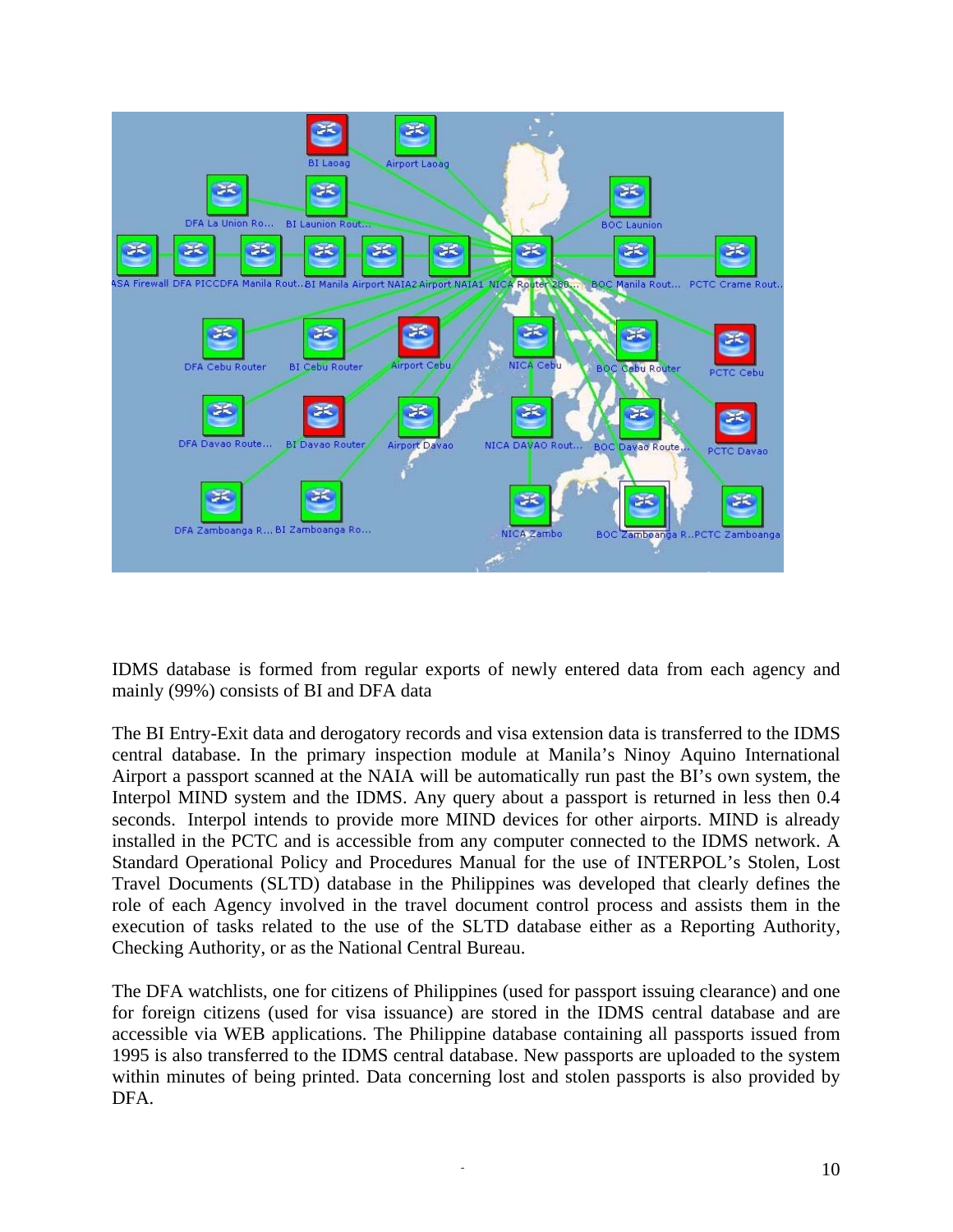IDMS database is formed from regular exports of newly entered data from each agency and mainly (99%) consists of BI and DFA data

The BI Entry-Exit data and derogatory records and visa extension data is transferred to the IDMS central database. In the primary inspection module at Manila's Ninoy Aquino International Airport a passport scanned at the NAIA will be automatically run past the BI's own system, the Interpol MIND system and the IDMS. Any query about a passport is returned in less then 0.4 seconds. Interpol intends to provide more MIND devices for other airports. MIND is already installed in the PCTC and is accessible from any computer connected to the IDMS network. A Standard Operational Policy and Procedures Manual for the use of INTERPOL's Stolen, Lost Travel Documents (SLTD) database in the Philippines was developed that clearly defines the role of each Agency involved in the travel document control process and assists them in the execution of tasks related to the use of the SLTD database either as a Reporting Authority, Checking Authority, or as the National Central Bureau.

The DFA watchlists, one for citizens of Philippines (used for passport issuing clearance) and one for foreign citizens (used for visa issuance) are stored in the IDMS central database and are accessible via WEB applications. The Philippine database containing all passports issued from 1995 is also transferred to the IDMS central database. New passports are uploaded to the system within minutes of being printed. Data concerning lost and stolen passports is also provided by DFA.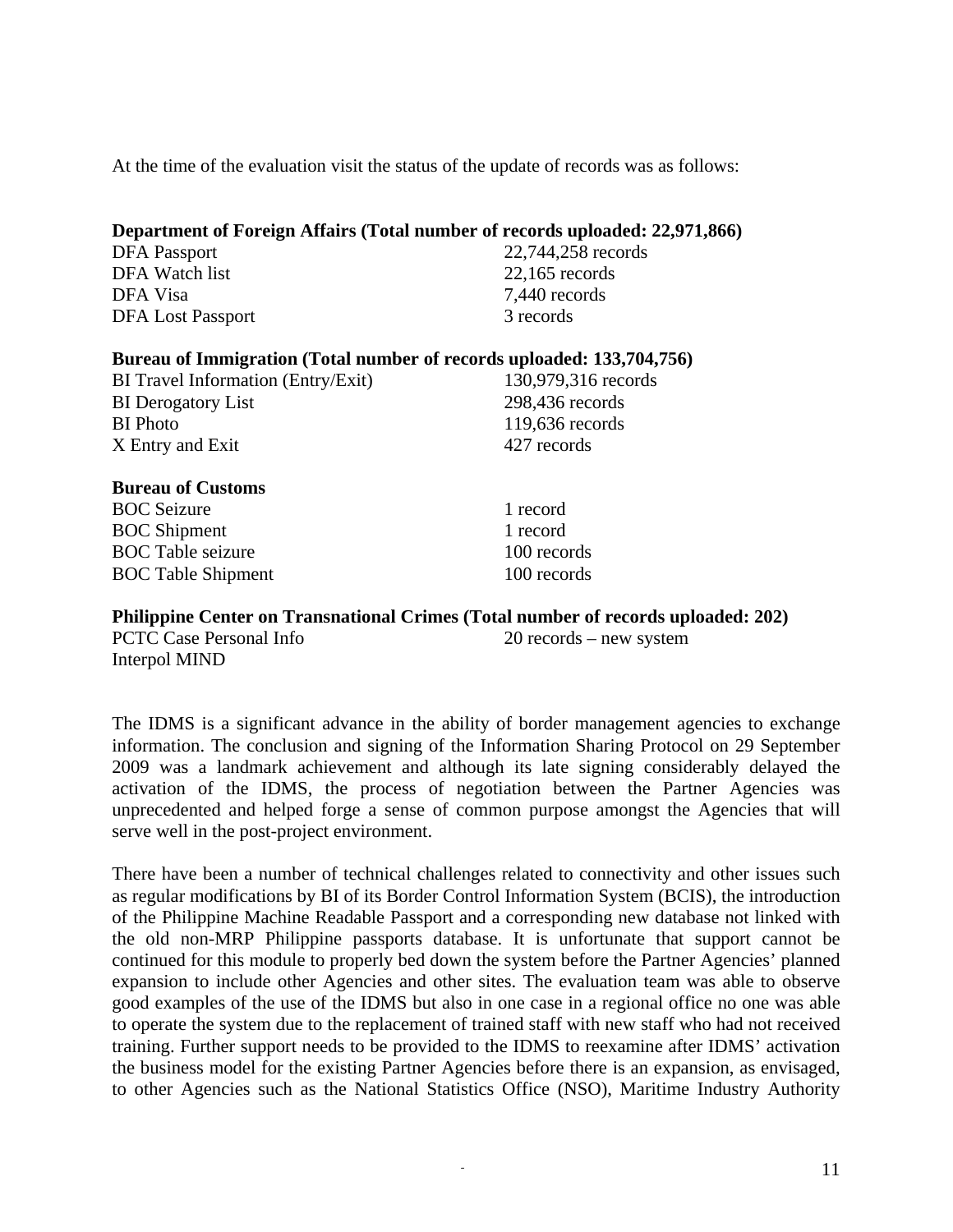At the time of the evaluation visit the status of the update of records was as follows:

**Department of Foreign Affairs (Total number of records uploaded: 22,971,866)**

| | |
|---|---|
| DFA Passport | 22,744,258 records |
| DFA Watch list | 22,165 records |
| DFA Visa | 7,440 records |
| DFA Lost Passport | 3 records |

**Bureau of Immigration (Total number of records uploaded: 133,704,756)**

| | |
|---|---|
| BI Travel Information (Entry/Exit) | 130,979,316 records |
| BI Derogatory List | 298,436 records |
| BI Photo | 119,636 records |
| X Entry and Exit | 427 records |

**Bureau of Customs**

| | |
|---|---|
| BOC Seizure | 1 record |
| BOC Shipment | 1 record |
| BOC Table seizure | 100 records |
| BOC Table Shipment | 100 records |

**Philippine Center on Transnational Crimes (Total number of records uploaded: 202)**

| | |
|---|---|
| PCTC Case Personal Info | 20 records – new system |
| Interpol MIND | |

The IDMS is a significant advance in the ability of border management agencies to exchange information. The conclusion and signing of the Information Sharing Protocol on 29 September 2009 was a landmark achievement and although its late signing considerably delayed the activation of the IDMS, the process of negotiation between the Partner Agencies was unprecedented and helped forge a sense of common purpose amongst the Agencies that will serve well in the post-project environment.

There have been a number of technical challenges related to connectivity and other issues such as regular modifications by BI of its Border Control Information System (BCIS), the introduction of the Philippine Machine Readable Passport and a corresponding new database not linked with the old non-MRP Philippine passports database. It is unfortunate that support cannot be continued for this module to properly bed down the system before the Partner Agencies' planned expansion to include other Agencies and other sites. The evaluation team was able to observe good examples of the use of the IDMS but also in one case in a regional office no one was able to operate the system due to the replacement of trained staff with new staff who had not received training. Further support needs to be provided to the IDMS to reexamine after IDMS' activation the business model for the existing Partner Agencies before there is an expansion, as envisaged, to other Agencies such as the National Statistics Office (NSO), Maritime Industry Authority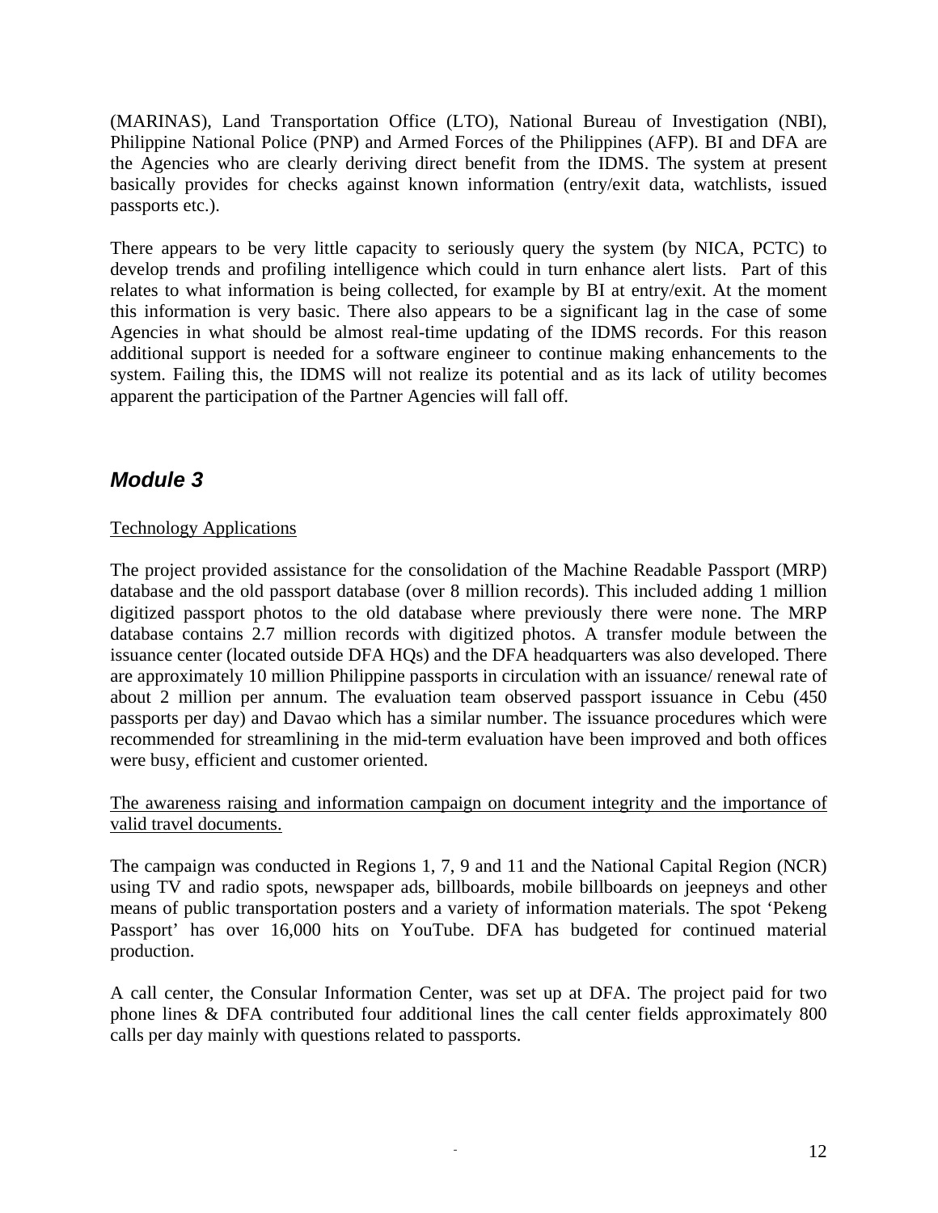(MARINAS), Land Transportation Office (LTO), National Bureau of Investigation (NBI), Philippine National Police (PNP) and Armed Forces of the Philippines (AFP). BI and DFA are the Agencies who are clearly deriving direct benefit from the IDMS. The system at present basically provides for checks against known information (entry/exit data, watchlists, issued passports etc.).

There appears to be very little capacity to seriously query the system (by NICA, PCTC) to develop trends and profiling intelligence which could in turn enhance alert lists. Part of this relates to what information is being collected, for example by BI at entry/exit. At the moment this information is very basic. There also appears to be a significant lag in the case of some Agencies in what should be almost real-time updating of the IDMS records. For this reason additional support is needed for a software engineer to continue making enhancements to the system. Failing this, the IDMS will not realize its potential and as its lack of utility becomes apparent the participation of the Partner Agencies will fall off.

## *Module 3*

<u>Technology Applications</u>

The project provided assistance for the consolidation of the Machine Readable Passport (MRP) database and the old passport database (over 8 million records). This included adding 1 million digitized passport photos to the old database where previously there were none. The MRP database contains 2.7 million records with digitized photos. A transfer module between the issuance center (located outside DFA HQs) and the DFA headquarters was also developed. There are approximately 10 million Philippine passports in circulation with an issuance/ renewal rate of about 2 million per annum. The evaluation team observed passport issuance in Cebu (450 passports per day) and Davao which has a similar number. The issuance procedures which were recommended for streamlining in the mid-term evaluation have been improved and both offices were busy, efficient and customer oriented.

<u>The awareness raising and information campaign on document integrity and the importance of valid travel documents.</u>

The campaign was conducted in Regions 1, 7, 9 and 11 and the National Capital Region (NCR) using TV and radio spots, newspaper ads, billboards, mobile billboards on jeepneys and other means of public transportation posters and a variety of information materials. The spot 'Pekeng Passport' has over 16,000 hits on YouTube. DFA has budgeted for continued material production.

A call center, the Consular Information Center, was set up at DFA. The project paid for two phone lines & DFA contributed four additional lines the call center fields approximately 800 calls per day mainly with questions related to passports.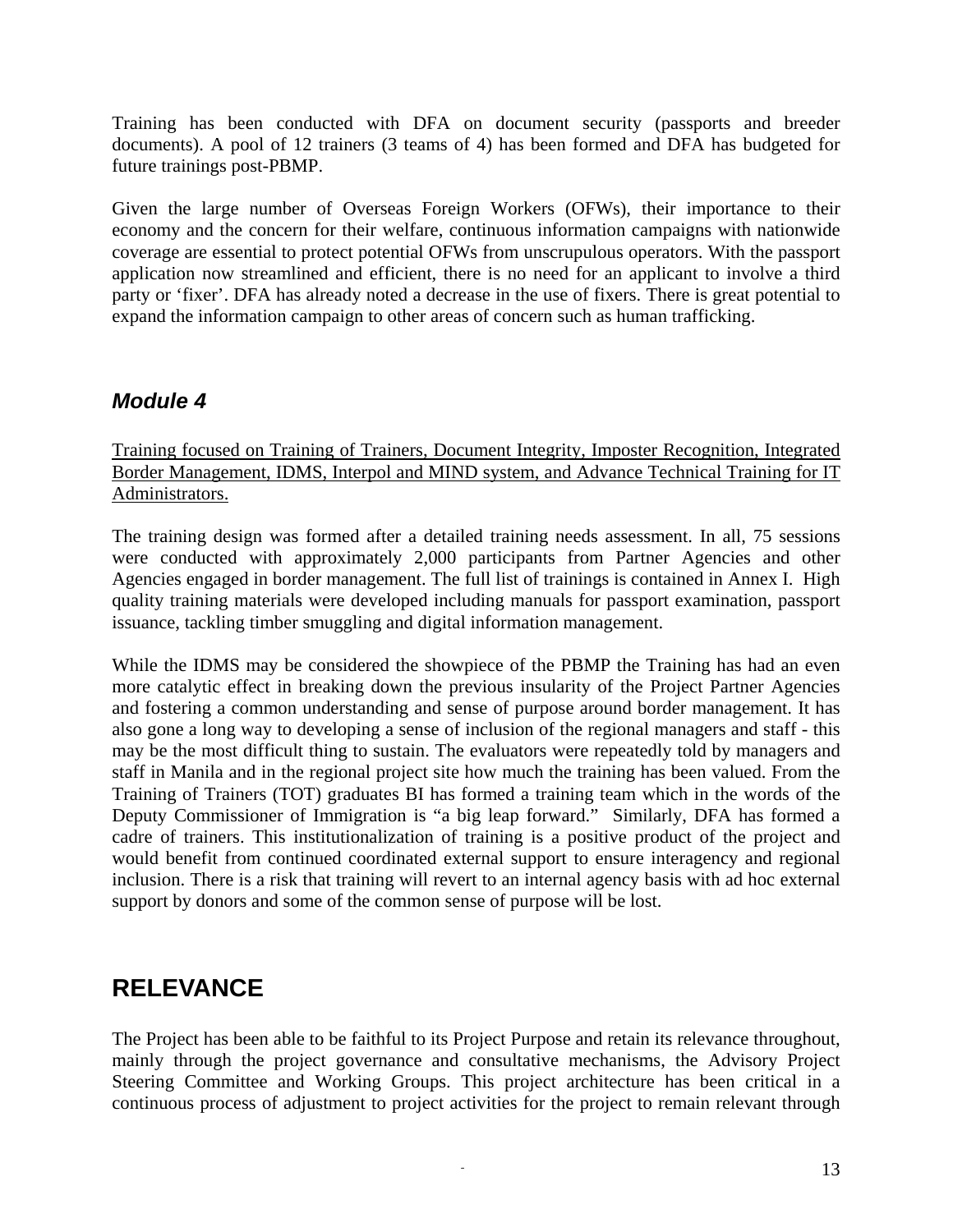Training has been conducted with DFA on document security (passports and breeder documents). A pool of 12 trainers (3 teams of 4) has been formed and DFA has budgeted for future trainings post-PBMP.

Given the large number of Overseas Foreign Workers (OFWs), their importance to their economy and the concern for their welfare, continuous information campaigns with nationwide coverage are essential to protect potential OFWs from unscrupulous operators. With the passport application now streamlined and efficient, there is no need for an applicant to involve a third party or 'fixer'. DFA has already noted a decrease in the use of fixers. There is great potential to expand the information campaign to other areas of concern such as human trafficking.

### *Module 4*

<u>Training focused on Training of Trainers, Document Integrity, Imposter Recognition, Integrated Border Management, IDMS, Interpol and MIND system, and Advance Technical Training for IT Administrators.</u>

The training design was formed after a detailed training needs assessment. In all, 75 sessions were conducted with approximately 2,000 participants from Partner Agencies and other Agencies engaged in border management. The full list of trainings is contained in Annex I. High quality training materials were developed including manuals for passport examination, passport issuance, tackling timber smuggling and digital information management.

While the IDMS may be considered the showpiece of the PBMP the Training has had an even more catalytic effect in breaking down the previous insularity of the Project Partner Agencies and fostering a common understanding and sense of purpose around border management. It has also gone a long way to developing a sense of inclusion of the regional managers and staff - this may be the most difficult thing to sustain. The evaluators were repeatedly told by managers and staff in Manila and in the regional project site how much the training has been valued. From the Training of Trainers (TOT) graduates BI has formed a training team which in the words of the Deputy Commissioner of Immigration is "a big leap forward." Similarly, DFA has formed a cadre of trainers. This institutionalization of training is a positive product of the project and would benefit from continued coordinated external support to ensure interagency and regional inclusion. There is a risk that training will revert to an internal agency basis with ad hoc external support by donors and some of the common sense of purpose will be lost.

## RELEVANCE

The Project has been able to be faithful to its Project Purpose and retain its relevance throughout, mainly through the project governance and consultative mechanisms, the Advisory Project Steering Committee and Working Groups. This project architecture has been critical in a continuous process of adjustment to project activities for the project to remain relevant through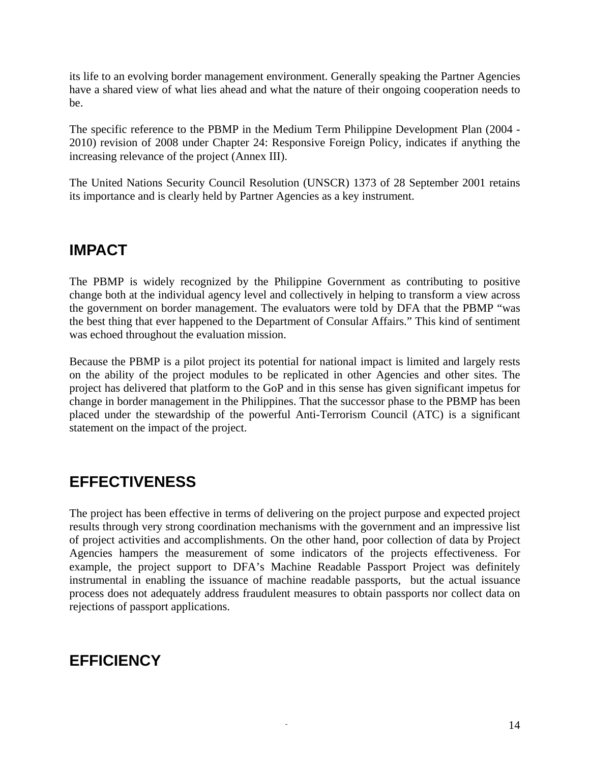its life to an evolving border management environment. Generally speaking the Partner Agencies have a shared view of what lies ahead and what the nature of their ongoing cooperation needs to be.

The specific reference to the PBMP in the Medium Term Philippine Development Plan (2004 - 2010) revision of 2008 under Chapter 24: Responsive Foreign Policy, indicates if anything the increasing relevance of the project (Annex III).

The United Nations Security Council Resolution (UNSCR) 1373 of 28 September 2001 retains its importance and is clearly held by Partner Agencies as a key instrument.

## IMPACT

The PBMP is widely recognized by the Philippine Government as contributing to positive change both at the individual agency level and collectively in helping to transform a view across the government on border management. The evaluators were told by DFA that the PBMP "was the best thing that ever happened to the Department of Consular Affairs." This kind of sentiment was echoed throughout the evaluation mission.

Because the PBMP is a pilot project its potential for national impact is limited and largely rests on the ability of the project modules to be replicated in other Agencies and other sites. The project has delivered that platform to the GoP and in this sense has given significant impetus for change in border management in the Philippines. That the successor phase to the PBMP has been placed under the stewardship of the powerful Anti-Terrorism Council (ATC) is a significant statement on the impact of the project.

## EFFECTIVENESS

The project has been effective in terms of delivering on the project purpose and expected project results through very strong coordination mechanisms with the government and an impressive list of project activities and accomplishments. On the other hand, poor collection of data by Project Agencies hampers the measurement of some indicators of the projects effectiveness. For example, the project support to DFA's Machine Readable Passport Project was definitely instrumental in enabling the issuance of machine readable passports, but the actual issuance process does not adequately address fraudulent measures to obtain passports nor collect data on rejections of passport applications.

## EFFICIENCY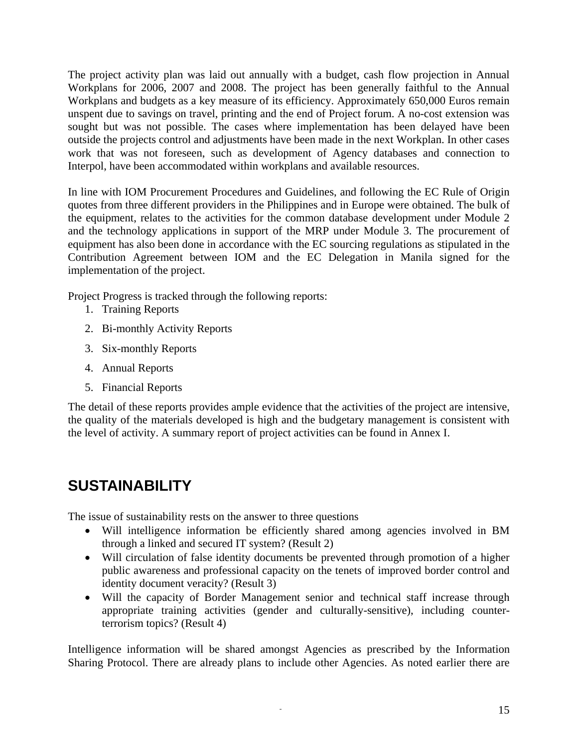The project activity plan was laid out annually with a budget, cash flow projection in Annual Workplans for 2006, 2007 and 2008. The project has been generally faithful to the Annual Workplans and budgets as a key measure of its efficiency. Approximately 650,000 Euros remain unspent due to savings on travel, printing and the end of Project forum. A no-cost extension was sought but was not possible. The cases where implementation has been delayed have been outside the projects control and adjustments have been made in the next Workplan. In other cases work that was not foreseen, such as development of Agency databases and connection to Interpol, have been accommodated within workplans and available resources.

In line with IOM Procurement Procedures and Guidelines, and following the EC Rule of Origin quotes from three different providers in the Philippines and in Europe were obtained. The bulk of the equipment, relates to the activities for the common database development under Module 2 and the technology applications in support of the MRP under Module 3. The procurement of equipment has also been done in accordance with the EC sourcing regulations as stipulated in the Contribution Agreement between IOM and the EC Delegation in Manila signed for the implementation of the project.

Project Progress is tracked through the following reports:

1. Training Reports
2. Bi-monthly Activity Reports
3. Six-monthly Reports
4. Annual Reports
5. Financial Reports

The detail of these reports provides ample evidence that the activities of the project are intensive, the quality of the materials developed is high and the budgetary management is consistent with the level of activity. A summary report of project activities can be found in Annex I.

## SUSTAINABILITY

The issue of sustainability rests on the answer to three questions

- Will intelligence information be efficiently shared among agencies involved in BM through a linked and secured IT system? (Result 2)
- Will circulation of false identity documents be prevented through promotion of a higher public awareness and professional capacity on the tenets of improved border control and identity document veracity? (Result 3)
- Will the capacity of Border Management senior and technical staff increase through appropriate training activities (gender and culturally-sensitive), including counter-terrorism topics? (Result 4)

Intelligence information will be shared amongst Agencies as prescribed by the Information Sharing Protocol. There are already plans to include other Agencies. As noted earlier there are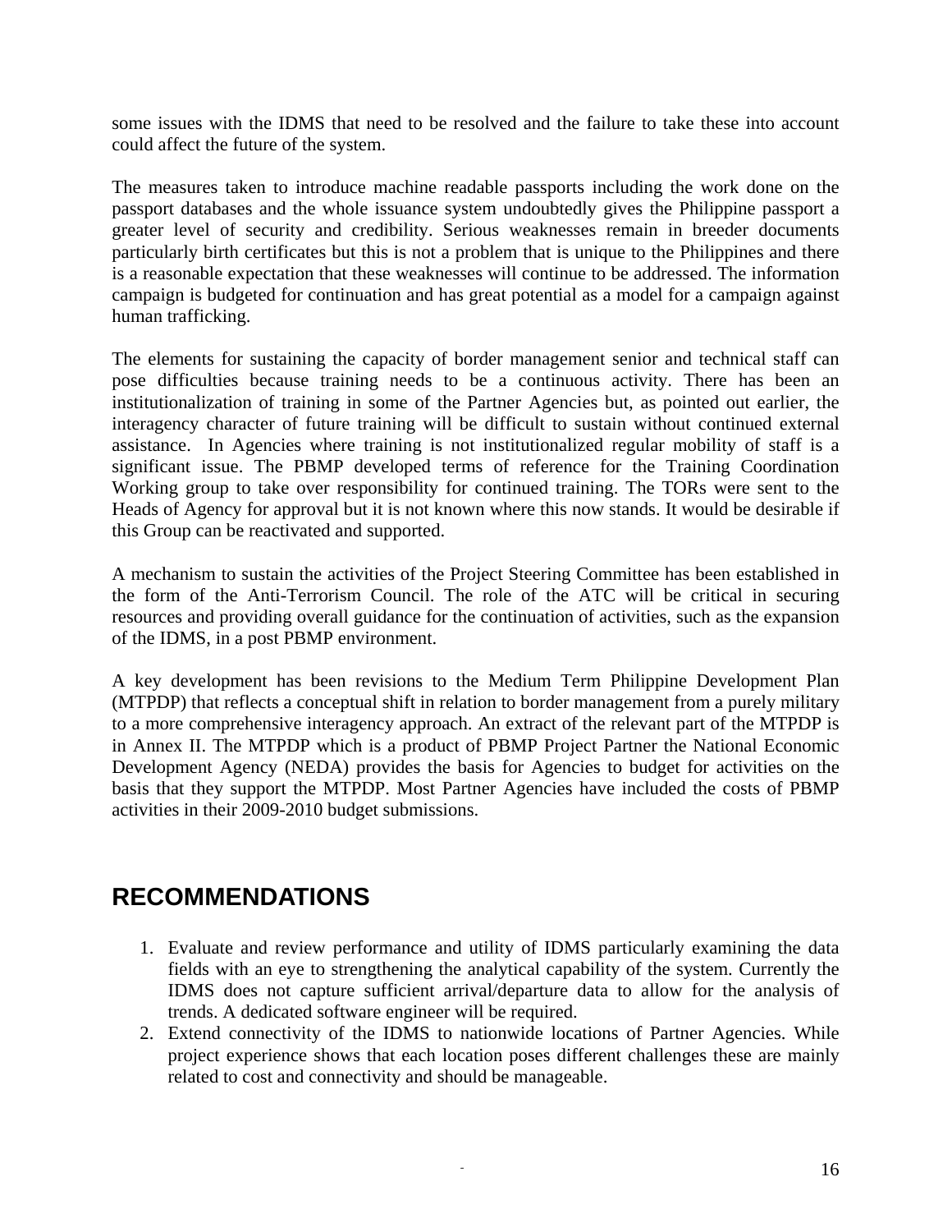some issues with the IDMS that need to be resolved and the failure to take these into account could affect the future of the system.

The measures taken to introduce machine readable passports including the work done on the passport databases and the whole issuance system undoubtedly gives the Philippine passport a greater level of security and credibility. Serious weaknesses remain in breeder documents particularly birth certificates but this is not a problem that is unique to the Philippines and there is a reasonable expectation that these weaknesses will continue to be addressed. The information campaign is budgeted for continuation and has great potential as a model for a campaign against human trafficking.

The elements for sustaining the capacity of border management senior and technical staff can pose difficulties because training needs to be a continuous activity. There has been an institutionalization of training in some of the Partner Agencies but, as pointed out earlier, the interagency character of future training will be difficult to sustain without continued external assistance. In Agencies where training is not institutionalized regular mobility of staff is a significant issue. The PBMP developed terms of reference for the Training Coordination Working group to take over responsibility for continued training. The TORs were sent to the Heads of Agency for approval but it is not known where this now stands. It would be desirable if this Group can be reactivated and supported.

A mechanism to sustain the activities of the Project Steering Committee has been established in the form of the Anti-Terrorism Council. The role of the ATC will be critical in securing resources and providing overall guidance for the continuation of activities, such as the expansion of the IDMS, in a post PBMP environment.

A key development has been revisions to the Medium Term Philippine Development Plan (MTPDP) that reflects a conceptual shift in relation to border management from a purely military to a more comprehensive interagency approach. An extract of the relevant part of the MTPDP is in Annex II. The MTPDP which is a product of PBMP Project Partner the National Economic Development Agency (NEDA) provides the basis for Agencies to budget for activities on the basis that they support the MTPDP. Most Partner Agencies have included the costs of PBMP activities in their 2009-2010 budget submissions.

# RECOMMENDATIONS

1. Evaluate and review performance and utility of IDMS particularly examining the data fields with an eye to strengthening the analytical capability of the system. Currently the IDMS does not capture sufficient arrival/departure data to allow for the analysis of trends. A dedicated software engineer will be required.
2. Extend connectivity of the IDMS to nationwide locations of Partner Agencies. While project experience shows that each location poses different challenges these are mainly related to cost and connectivity and should be manageable.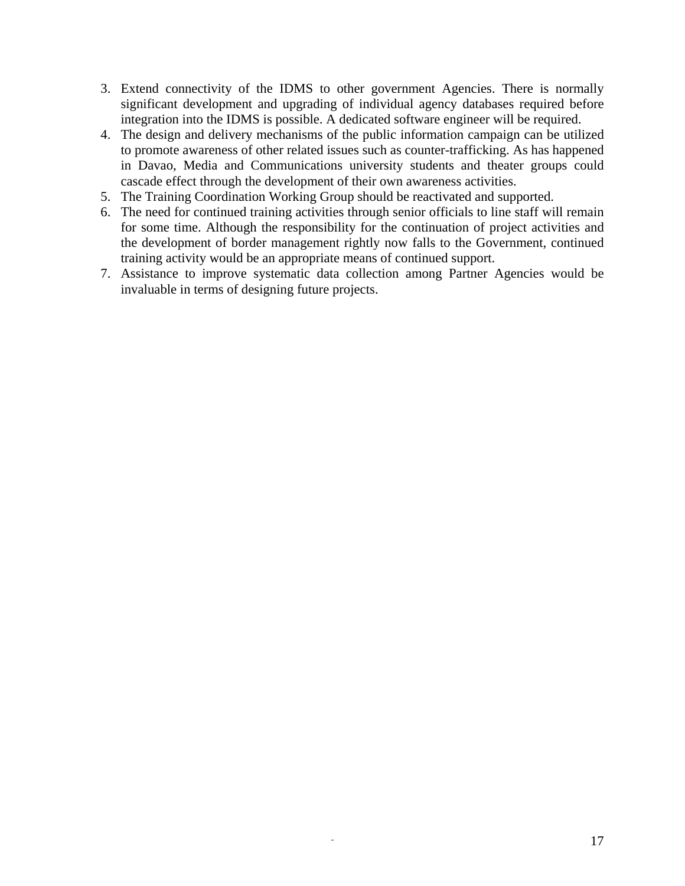3. Extend connectivity of the IDMS to other government Agencies. There is normally significant development and upgrading of individual agency databases required before integration into the IDMS is possible. A dedicated software engineer will be required.
4. The design and delivery mechanisms of the public information campaign can be utilized to promote awareness of other related issues such as counter-trafficking. As has happened in Davao, Media and Communications university students and theater groups could cascade effect through the development of their own awareness activities.
5. The Training Coordination Working Group should be reactivated and supported.
6. The need for continued training activities through senior officials to line staff will remain for some time. Although the responsibility for the continuation of project activities and the development of border management rightly now falls to the Government, continued training activity would be an appropriate means of continued support.
7. Assistance to improve systematic data collection among Partner Agencies would be invaluable in terms of designing future projects.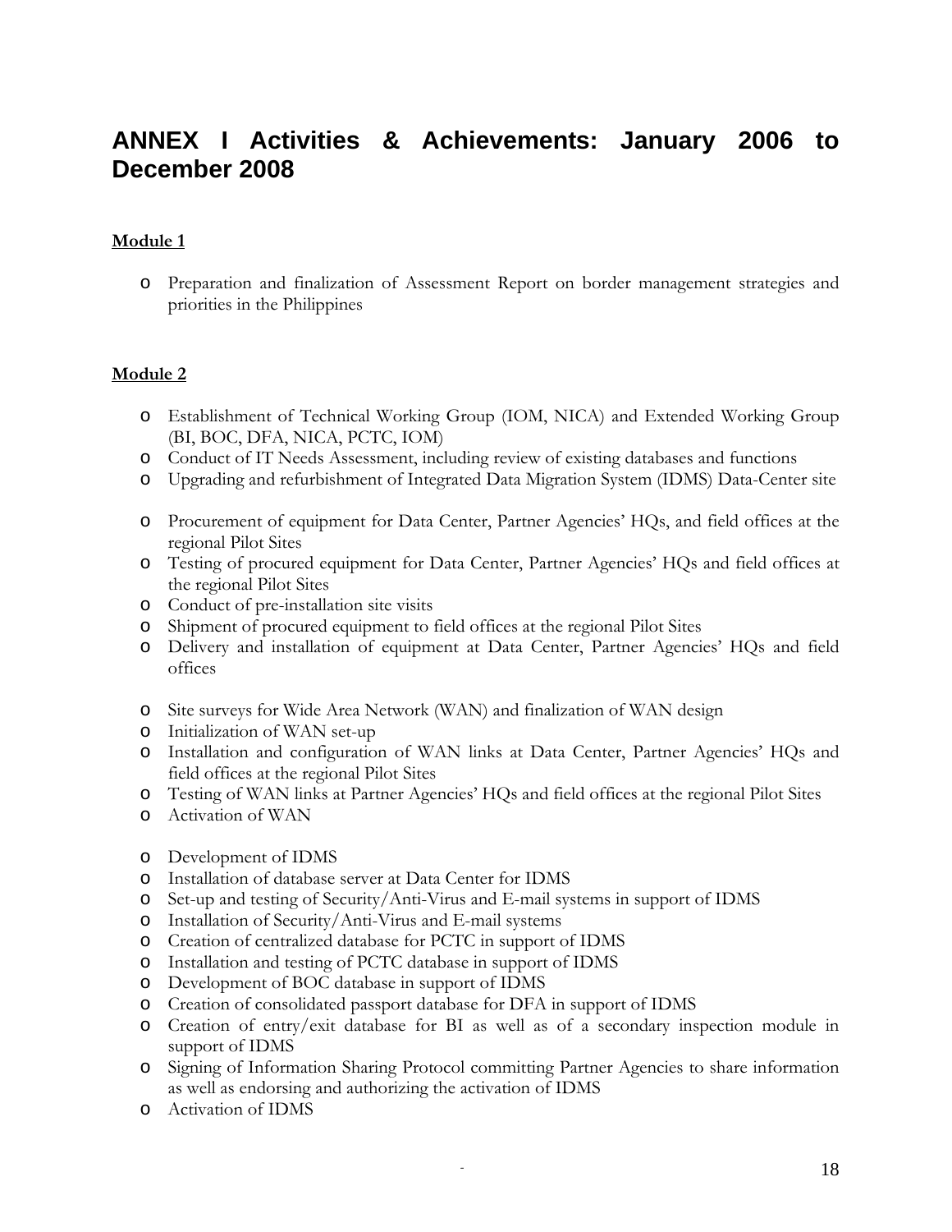# ANNEX I Activities & Achievements: January 2006 to December 2008

**Module 1**

- Preparation and finalization of Assessment Report on border management strategies and priorities in the Philippines

**Module 2**

- Establishment of Technical Working Group (IOM, NICA) and Extended Working Group (BI, BOC, DFA, NICA, PCTC, IOM)
- Conduct of IT Needs Assessment, including review of existing databases and functions
- Upgrading and refurbishment of Integrated Data Migration System (IDMS) Data-Center site

- Procurement of equipment for Data Center, Partner Agencies' HQs, and field offices at the regional Pilot Sites
- Testing of procured equipment for Data Center, Partner Agencies' HQs and field offices at the regional Pilot Sites
- Conduct of pre-installation site visits
- Shipment of procured equipment to field offices at the regional Pilot Sites
- Delivery and installation of equipment at Data Center, Partner Agencies' HQs and field offices

- Site surveys for Wide Area Network (WAN) and finalization of WAN design
- Initialization of WAN set-up
- Installation and configuration of WAN links at Data Center, Partner Agencies' HQs and field offices at the regional Pilot Sites
- Testing of WAN links at Partner Agencies' HQs and field offices at the regional Pilot Sites
- Activation of WAN

- Development of IDMS
- Installation of database server at Data Center for IDMS
- Set-up and testing of Security/Anti-Virus and E-mail systems in support of IDMS
- Installation of Security/Anti-Virus and E-mail systems
- Creation of centralized database for PCTC in support of IDMS
- Installation and testing of PCTC database in support of IDMS
- Development of BOC database in support of IDMS
- Creation of consolidated passport database for DFA in support of IDMS
- Creation of entry/exit database for BI as well as of a secondary inspection module in support of IDMS
- Signing of Information Sharing Protocol committing Partner Agencies to share information as well as endorsing and authorizing the activation of IDMS
- Activation of IDMS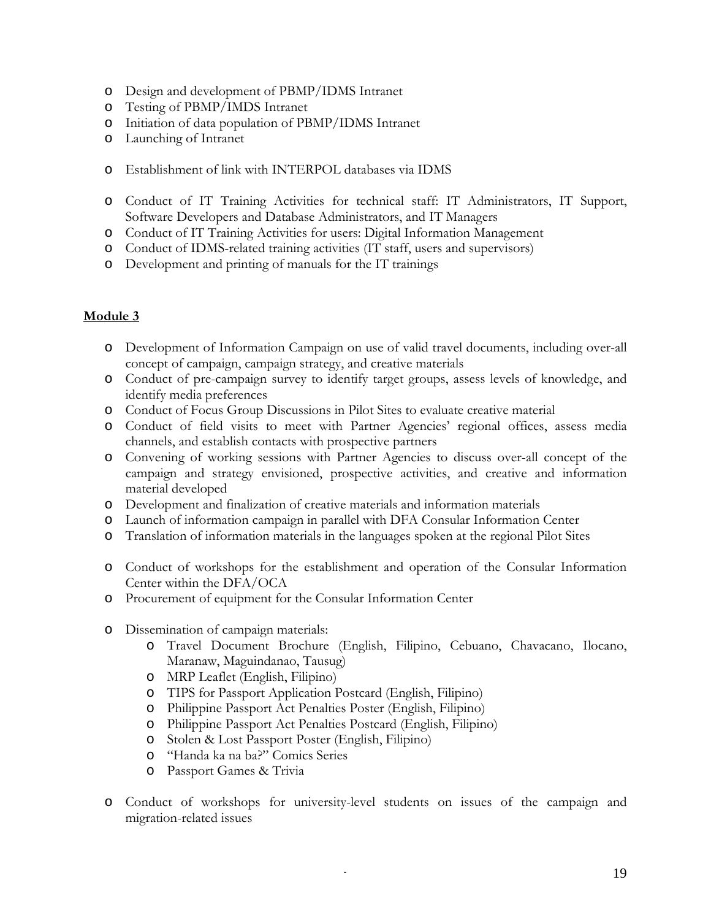- Design and development of PBMP/IDMS Intranet
- Testing of PBMP/IMDS Intranet
- Initiation of data population of PBMP/IDMS Intranet
- Launching of Intranet

- Establishment of link with INTERPOL databases via IDMS

- Conduct of IT Training Activities for technical staff: IT Administrators, IT Support, Software Developers and Database Administrators, and IT Managers
- Conduct of IT Training Activities for users: Digital Information Management
- Conduct of IDMS-related training activities (IT staff, users and supervisors)
- Development and printing of manuals for the IT trainings

**Module 3**

- Development of Information Campaign on use of valid travel documents, including over-all concept of campaign, campaign strategy, and creative materials
- Conduct of pre-campaign survey to identify target groups, assess levels of knowledge, and identify media preferences
- Conduct of Focus Group Discussions in Pilot Sites to evaluate creative material
- Conduct of field visits to meet with Partner Agencies' regional offices, assess media channels, and establish contacts with prospective partners
- Convening of working sessions with Partner Agencies to discuss over-all concept of the campaign and strategy envisioned, prospective activities, and creative and information material developed
- Development and finalization of creative materials and information materials
- Launch of information campaign in parallel with DFA Consular Information Center
- Translation of information materials in the languages spoken at the regional Pilot Sites

- Conduct of workshops for the establishment and operation of the Consular Information Center within the DFA/OCA
- Procurement of equipment for the Consular Information Center

- Dissemination of campaign materials:
  - Travel Document Brochure (English, Filipino, Cebuano, Chavacano, Ilocano, Maranaw, Maguindanao, Tausug)
  - MRP Leaflet (English, Filipino)
  - TIPS for Passport Application Postcard (English, Filipino)
  - Philippine Passport Act Penalties Poster (English, Filipino)
  - Philippine Passport Act Penalties Postcard (English, Filipino)
  - Stolen & Lost Passport Poster (English, Filipino)
  - "Handa ka na ba?" Comics Series
  - Passport Games & Trivia

- Conduct of workshops for university-level students on issues of the campaign and migration-related issues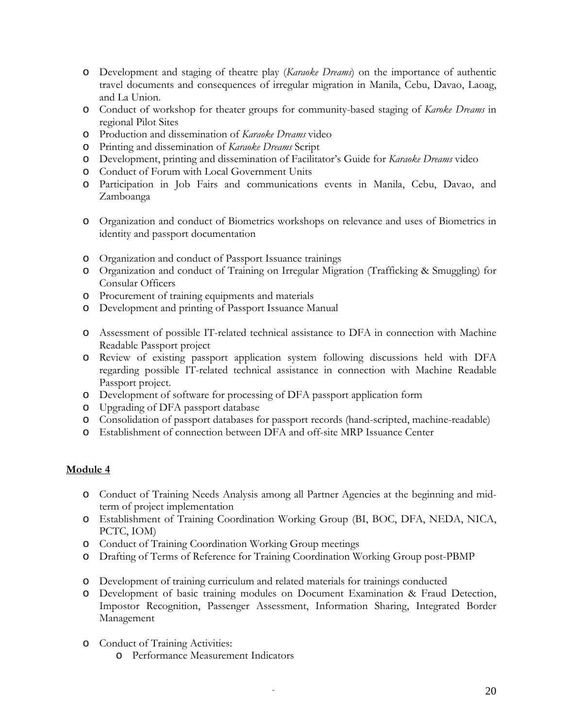- Development and staging of theatre play (*Karaoke Dreams*) on the importance of authentic travel documents and consequences of irregular migration in Manila, Cebu, Davao, Laoag, and La Union.
- Conduct of workshop for theater groups for community-based staging of *Karoke Dreams* in regional Pilot Sites
- Production and dissemination of *Karaoke Dreams* video
- Printing and dissemination of *Karaoke Dreams* Script
- Development, printing and dissemination of Facilitator's Guide for *Karaoke Dreams* video
- Conduct of Forum with Local Government Units
- Participation in Job Fairs and communications events in Manila, Cebu, Davao, and Zamboanga

- Organization and conduct of Biometrics workshops on relevance and uses of Biometrics in identity and passport documentation

- Organization and conduct of Passport Issuance trainings
- Organization and conduct of Training on Irregular Migration (Trafficking & Smuggling) for Consular Officers
- Procurement of training equipments and materials
- Development and printing of Passport Issuance Manual

- Assessment of possible IT-related technical assistance to DFA in connection with Machine Readable Passport project
- Review of existing passport application system following discussions held with DFA regarding possible IT-related technical assistance in connection with Machine Readable Passport project.
- Development of software for processing of DFA passport application form
- Upgrading of DFA passport database
- Consolidation of passport databases for passport records (hand-scripted, machine-readable)
- Establishment of connection between DFA and off-site MRP Issuance Center

**Module 4**

- Conduct of Training Needs Analysis among all Partner Agencies at the beginning and mid-term of project implementation
- Establishment of Training Coordination Working Group (BI, BOC, DFA, NEDA, NICA, PCTC, IOM)
- Conduct of Training Coordination Working Group meetings
- Drafting of Terms of Reference for Training Coordination Working Group post-PBMP

- Development of training curriculum and related materials for trainings conducted
- Development of basic training modules on Document Examination & Fraud Detection, Impostor Recognition, Passenger Assessment, Information Sharing, Integrated Border Management

- Conduct of Training Activities:
  - Performance Measurement Indicators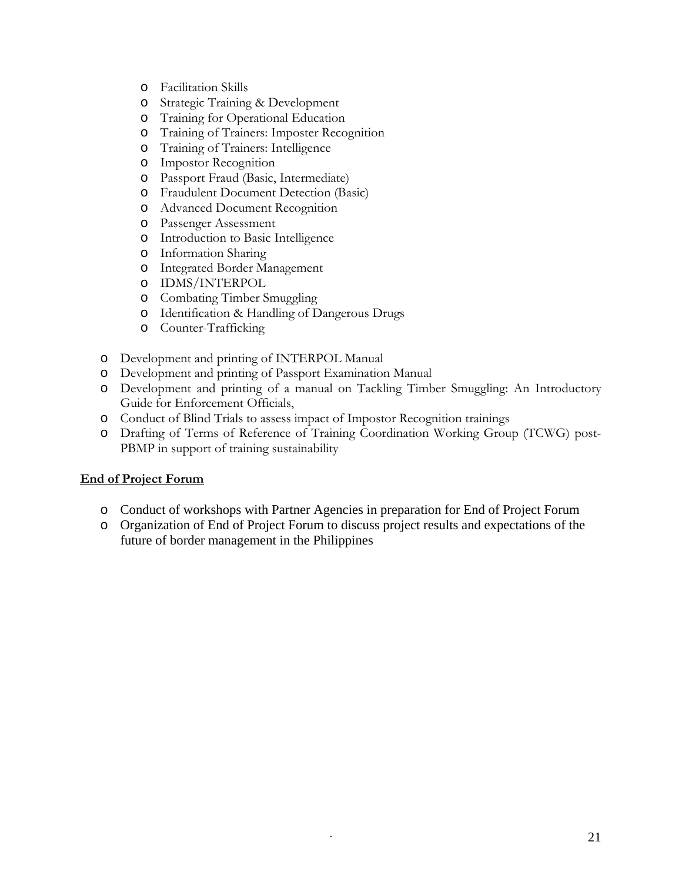- Facilitation Skills
  - Strategic Training & Development
  - Training for Operational Education
  - Training of Trainers: Imposter Recognition
  - Training of Trainers: Intelligence
  - Impostor Recognition
  - Passport Fraud (Basic, Intermediate)
  - Fraudulent Document Detection (Basic)
  - Advanced Document Recognition
  - Passenger Assessment
  - Introduction to Basic Intelligence
  - Information Sharing
  - Integrated Border Management
  - IDMS/INTERPOL
  - Combating Timber Smuggling
  - Identification & Handling of Dangerous Drugs
  - Counter-Trafficking

- Development and printing of INTERPOL Manual
- Development and printing of Passport Examination Manual
- Development and printing of a manual on Tackling Timber Smuggling: An Introductory Guide for Enforcement Officials,
- Conduct of Blind Trials to assess impact of Impostor Recognition trainings
- Drafting of Terms of Reference of Training Coordination Working Group (TCWG) post-PBMP in support of training sustainability

**End of Project Forum**

- Conduct of workshops with Partner Agencies in preparation for End of Project Forum
- Organization of End of Project Forum to discuss project results and expectations of the future of border management in the Philippines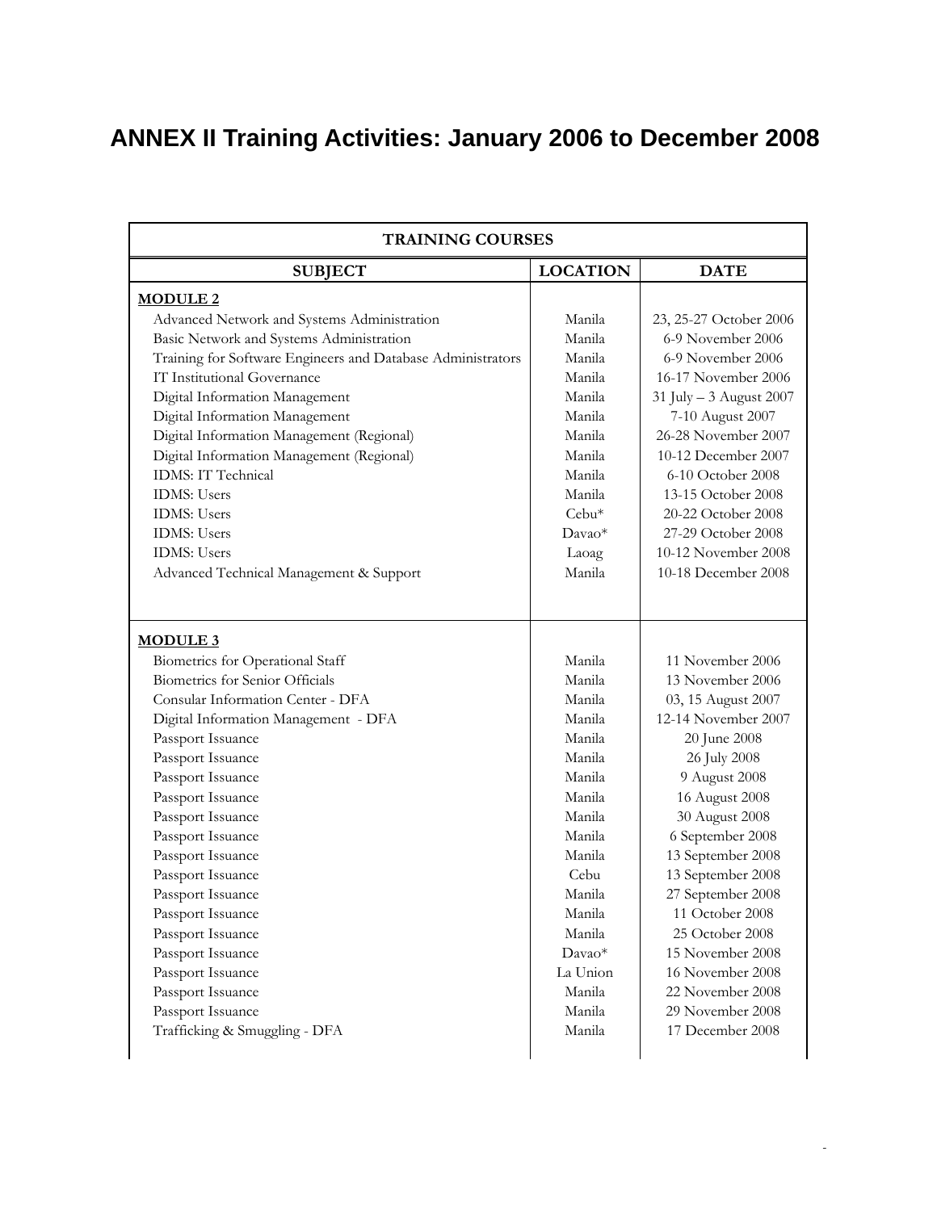# ANNEX II Training Activities: January 2006 to December 2008

| TRAINING COURSES | | |
|---|---|---|
| **SUBJECT** | **LOCATION** | **DATE** |
| **MODULE 2** | | |
| Advanced Network and Systems Administration | Manila | 23, 25-27 October 2006 |
| Basic Network and Systems Administration | Manila | 6-9 November 2006 |
| Training for Software Engineers and Database Administrators | Manila | 6-9 November 2006 |
| IT Institutional Governance | Manila | 16-17 November 2006 |
| Digital Information Management | Manila | 31 July – 3 August 2007 |
| Digital Information Management | Manila | 7-10 August 2007 |
| Digital Information Management (Regional) | Manila | 26-28 November 2007 |
| Digital Information Management (Regional) | Manila | 10-12 December 2007 |
| IDMS: IT Technical | Manila | 6-10 October 2008 |
| IDMS: Users | Manila | 13-15 October 2008 |
| IDMS: Users | Cebu* | 20-22 October 2008 |
| IDMS: Users | Davao* | 27-29 October 2008 |
| IDMS: Users | Laoag | 10-12 November 2008 |
| Advanced Technical Management & Support | Manila | 10-18 December 2008 |
| **MODULE 3** | | |
| Biometrics for Operational Staff | Manila | 11 November 2006 |
| Biometrics for Senior Officials | Manila | 13 November 2006 |
| Consular Information Center - DFA | Manila | 03, 15 August 2007 |
| Digital Information Management - DFA | Manila | 12-14 November 2007 |
| Passport Issuance | Manila | 20 June 2008 |
| Passport Issuance | Manila | 26 July 2008 |
| Passport Issuance | Manila | 9 August 2008 |
| Passport Issuance | Manila | 16 August 2008 |
| Passport Issuance | Manila | 30 August 2008 |
| Passport Issuance | Manila | 6 September 2008 |
| Passport Issuance | Manila | 13 September 2008 |
| Passport Issuance | Cebu | 13 September 2008 |
| Passport Issuance | Manila | 27 September 2008 |
| Passport Issuance | Manila | 11 October 2008 |
| Passport Issuance | Manila | 25 October 2008 |
| Passport Issuance | Davao* | 15 November 2008 |
| Passport Issuance | La Union | 16 November 2008 |
| Passport Issuance | Manila | 22 November 2008 |
| Passport Issuance | Manila | 29 November 2008 |
| Trafficking & Smuggling - DFA | Manila | 17 December 2008 |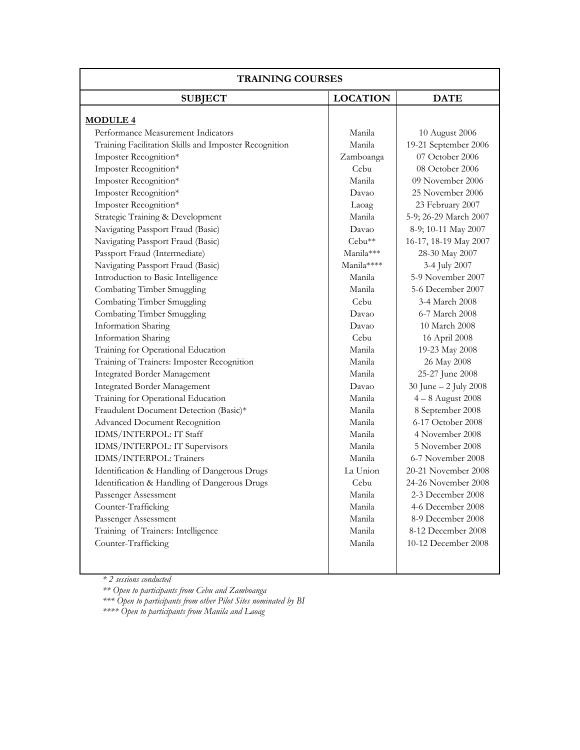| TRAINING COURSES | | |
|---|---|---|
| **SUBJECT** | **LOCATION** | **DATE** |
| **MODULE 4** | | |
| Performance Measurement Indicators | Manila | 10 August 2006 |
| Training Facilitation Skills and Imposter Recognition | Manila | 19-21 September 2006 |
| Imposter Recognition* | Zamboanga | 07 October 2006 |
| Imposter Recognition* | Cebu | 08 October 2006 |
| Imposter Recognition* | Manila | 09 November 2006 |
| Imposter Recognition* | Davao | 25 November 2006 |
| Imposter Recognition* | Laoag | 23 February 2007 |
| Strategic Training & Development | Manila | 5-9; 26-29 March 2007 |
| Navigating Passport Fraud (Basic) | Davao | 8-9; 10-11 May 2007 |
| Navigating Passport Fraud (Basic) | Cebu** | 16-17, 18-19 May 2007 |
| Passport Fraud (Intermediate) | Manila*** | 28-30 May 2007 |
| Navigating Passport Fraud (Basic) | Manila**** | 3-4 July 2007 |
| Introduction to Basic Intelligence | Manila | 5-9 November 2007 |
| Combating Timber Smuggling | Manila | 5-6 December 2007 |
| Combating Timber Smuggling | Cebu | 3-4 March 2008 |
| Combating Timber Smuggling | Davao | 6-7 March 2008 |
| Information Sharing | Davao | 10 March 2008 |
| Information Sharing | Cebu | 16 April 2008 |
| Training for Operational Education | Manila | 19-23 May 2008 |
| Training of Trainers: Imposter Recognition | Manila | 26 May 2008 |
| Integrated Border Management | Manila | 25-27 June 2008 |
| Integrated Border Management | Davao | 30 June – 2 July 2008 |
| Training for Operational Education | Manila | 4 – 8 August 2008 |
| Fraudulent Document Detection (Basic)* | Manila | 8 September 2008 |
| Advanced Document Recognition | Manila | 6-17 October 2008 |
| IDMS/INTERPOL: IT Staff | Manila | 4 November 2008 |
| IDMS/INTERPOL: IT Supervisors | Manila | 5 November 2008 |
| IDMS/INTERPOL: Trainers | Manila | 6-7 November 2008 |
| Identification & Handling of Dangerous Drugs | La Union | 20-21 November 2008 |
| Identification & Handling of Dangerous Drugs | Cebu | 24-26 November 2008 |
| Passenger Assessment | Manila | 2-3 December 2008 |
| Counter-Trafficking | Manila | 4-6 December 2008 |
| Passenger Assessment | Manila | 8-9 December 2008 |
| Training of Trainers: Intelligence | Manila | 8-12 December 2008 |
| Counter-Trafficking | Manila | 10-12 December 2008 |

*\* 2 sessions conducted*

*\*\* Open to participants from Cebu and Zamboanga*

*\*\*\* Open to participants from other Pilot Sites nominated by BI*

*\*\*\*\* Open to participants from Manila and Laoag*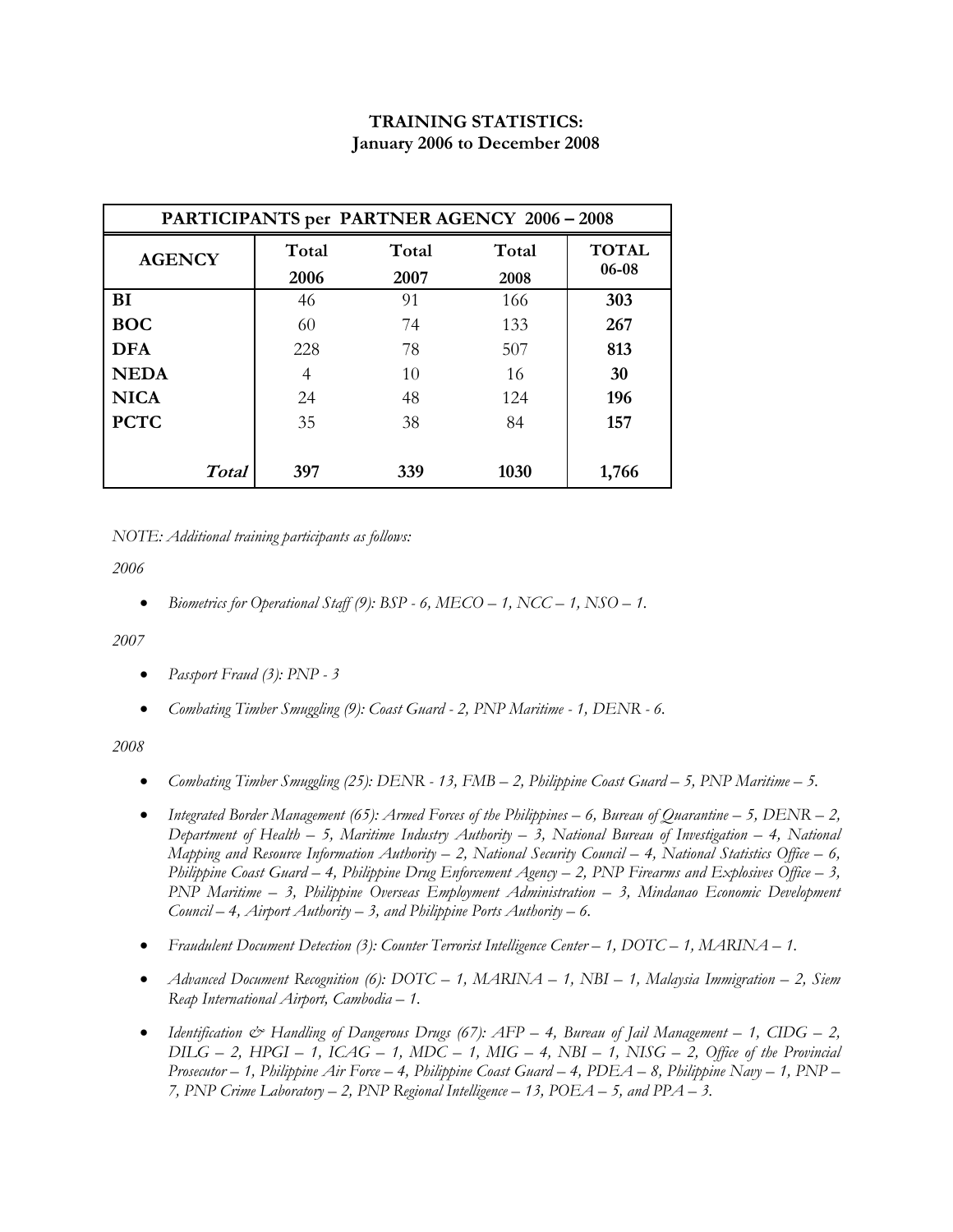**TRAINING STATISTICS:**
**January 2006 to December 2008**

| PARTICIPANTS per PARTNER AGENCY 2006 – 2008 | | | | |
|---|---|---|---|---|
| **AGENCY** | **Total 2006** | **Total 2007** | **Total 2008** | **TOTAL 06-08** |
| **BI** | 46 | 91 | 166 | **303** |
| **BOC** | 60 | 74 | 133 | **267** |
| **DFA** | 228 | 78 | 507 | **813** |
| **NEDA** | 4 | 10 | 16 | **30** |
| **NICA** | 24 | 48 | 124 | **196** |
| **PCTC** | 35 | 38 | 84 | **157** |
| ***Total*** | **397** | **339** | **1030** | **1,766** |

*NOTE: Additional training participants as follows:*

*2006*

- *Biometrics for Operational Staff (9): BSP - 6, MECO – 1, NCC – 1, NSO – 1.*

*2007*

- *Passport Fraud (3): PNP - 3*
- *Combating Timber Smuggling (9): Coast Guard - 2, PNP Maritime - 1, DENR - 6.*

*2008*

- *Combating Timber Smuggling (25): DENR - 13, FMB – 2, Philippine Coast Guard – 5, PNP Maritime – 5.*
- *Integrated Border Management (65): Armed Forces of the Philippines – 6, Bureau of Quarantine – 5, DENR – 2, Department of Health – 5, Maritime Industry Authority – 3, National Bureau of Investigation – 4, National Mapping and Resource Information Authority – 2, National Security Council – 4, National Statistics Office – 6, Philippine Coast Guard – 4, Philippine Drug Enforcement Agency – 2, PNP Firearms and Explosives Office – 3, PNP Maritime – 3, Philippine Overseas Employment Administration – 3, Mindanao Economic Development Council – 4, Airport Authority – 3, and Philippine Ports Authority – 6.*
- *Fraudulent Document Detection (3): Counter Terrorist Intelligence Center – 1, DOTC – 1, MARINA – 1.*
- *Advanced Document Recognition (6): DOTC – 1, MARINA – 1, NBI – 1, Malaysia Immigration – 2, Siem Reap International Airport, Cambodia – 1.*
- *Identification & Handling of Dangerous Drugs (67): AFP – 4, Bureau of Jail Management – 1, CIDG – 2, DILG – 2, HPGI – 1, ICAG – 1, MDC – 1, MIG – 4, NBI – 1, NISG – 2, Office of the Provincial Prosecutor – 1, Philippine Air Force – 4, Philippine Coast Guard – 4, PDEA – 8, Philippine Navy – 1, PNP – 7, PNP Crime Laboratory – 2, PNP Regional Intelligence – 13, POEA – 5, and PPA – 3.*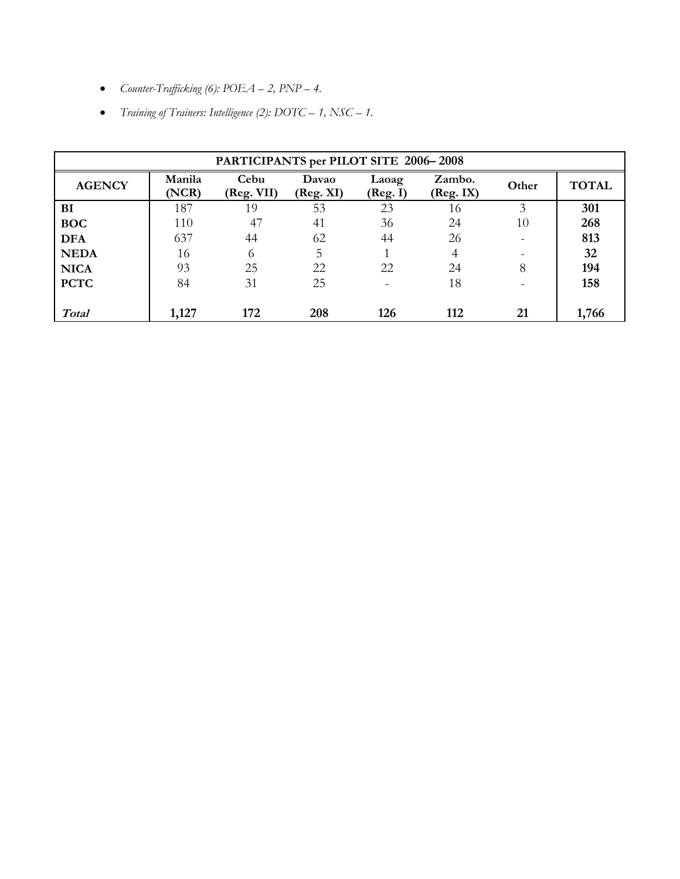- *Counter-Trafficking (6): POEA – 2, PNP – 4.*
- *Training of Trainers: Intelligence (2): DOTC – 1, NSC – 1.*

| PARTICIPANTS per PILOT SITE 2006– 2008 | | | | | | | |
|---|---|---|---|---|---|---|---|
| **AGENCY** | **Manila (NCR)** | **Cebu (Reg. VII)** | **Davao (Reg. XI)** | **Laoag (Reg. I)** | **Zambo. (Reg. IX)** | **Other** | **TOTAL** |
| **BI** | 187 | 19 | 53 | 23 | 16 | 3 | **301** |
| **BOC** | 110 | 47 | 41 | 36 | 24 | 10 | **268** |
| **DFA** | 637 | 44 | 62 | 44 | 26 | - | **813** |
| **NEDA** | 16 | 6 | 5 | 1 | 4 | - | **32** |
| **NICA** | 93 | 25 | 22 | 22 | 24 | 8 | **194** |
| **PCTC** | 84 | 31 | 25 | - | 18 | - | **158** |
| ***Total*** | **1,127** | **172** | **208** | **126** | **112** | **21** | **1,766** |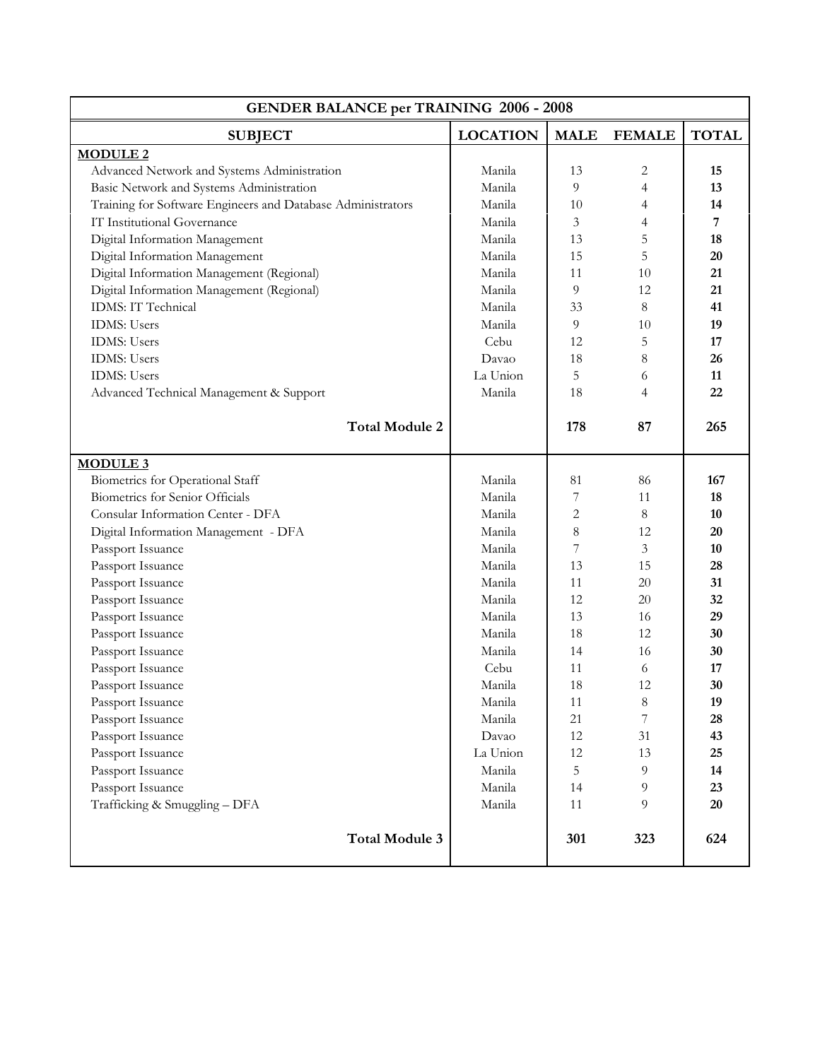| GENDER BALANCE per TRAINING 2006 - 2008 | | | | |
|---|---|---|---|---|
| **SUBJECT** | **LOCATION** | **MALE** | **FEMALE** | **TOTAL** |
| **MODULE 2** | | | | |
| Advanced Network and Systems Administration | Manila | 13 | 2 | **15** |
| Basic Network and Systems Administration | Manila | 9 | 4 | **13** |
| Training for Software Engineers and Database Administrators | Manila | 10 | 4 | **14** |
| IT Institutional Governance | Manila | 3 | 4 | **7** |
| Digital Information Management | Manila | 13 | 5 | **18** |
| Digital Information Management | Manila | 15 | 5 | **20** |
| Digital Information Management (Regional) | Manila | 11 | 10 | **21** |
| Digital Information Management (Regional) | Manila | 9 | 12 | **21** |
| IDMS: IT Technical | Manila | 33 | 8 | **41** |
| IDMS: Users | Manila | 9 | 10 | **19** |
| IDMS: Users | Cebu | 12 | 5 | **17** |
| IDMS: Users | Davao | 18 | 8 | **26** |
| IDMS: Users | La Union | 5 | 6 | **11** |
| Advanced Technical Management & Support | Manila | 18 | 4 | **22** |
| **Total Module 2** | | **178** | **87** | **265** |
| **MODULE 3** | | | | |
| Biometrics for Operational Staff | Manila | 81 | 86 | **167** |
| Biometrics for Senior Officials | Manila | 7 | 11 | **18** |
| Consular Information Center - DFA | Manila | 2 | 8 | **10** |
| Digital Information Management - DFA | Manila | 8 | 12 | **20** |
| Passport Issuance | Manila | 7 | 3 | **10** |
| Passport Issuance | Manila | 13 | 15 | **28** |
| Passport Issuance | Manila | 11 | 20 | **31** |
| Passport Issuance | Manila | 12 | 20 | **32** |
| Passport Issuance | Manila | 13 | 16 | **29** |
| Passport Issuance | Manila | 18 | 12 | **30** |
| Passport Issuance | Manila | 14 | 16 | **30** |
| Passport Issuance | Cebu | 11 | 6 | **17** |
| Passport Issuance | Manila | 18 | 12 | **30** |
| Passport Issuance | Manila | 11 | 8 | **19** |
| Passport Issuance | Manila | 21 | 7 | **28** |
| Passport Issuance | Davao | 12 | 31 | **43** |
| Passport Issuance | La Union | 12 | 13 | **25** |
| Passport Issuance | Manila | 5 | 9 | **14** |
| Passport Issuance | Manila | 14 | 9 | **23** |
| Trafficking & Smuggling – DFA | Manila | 11 | 9 | **20** |
| **Total Module 3** | | **301** | **323** | **624** |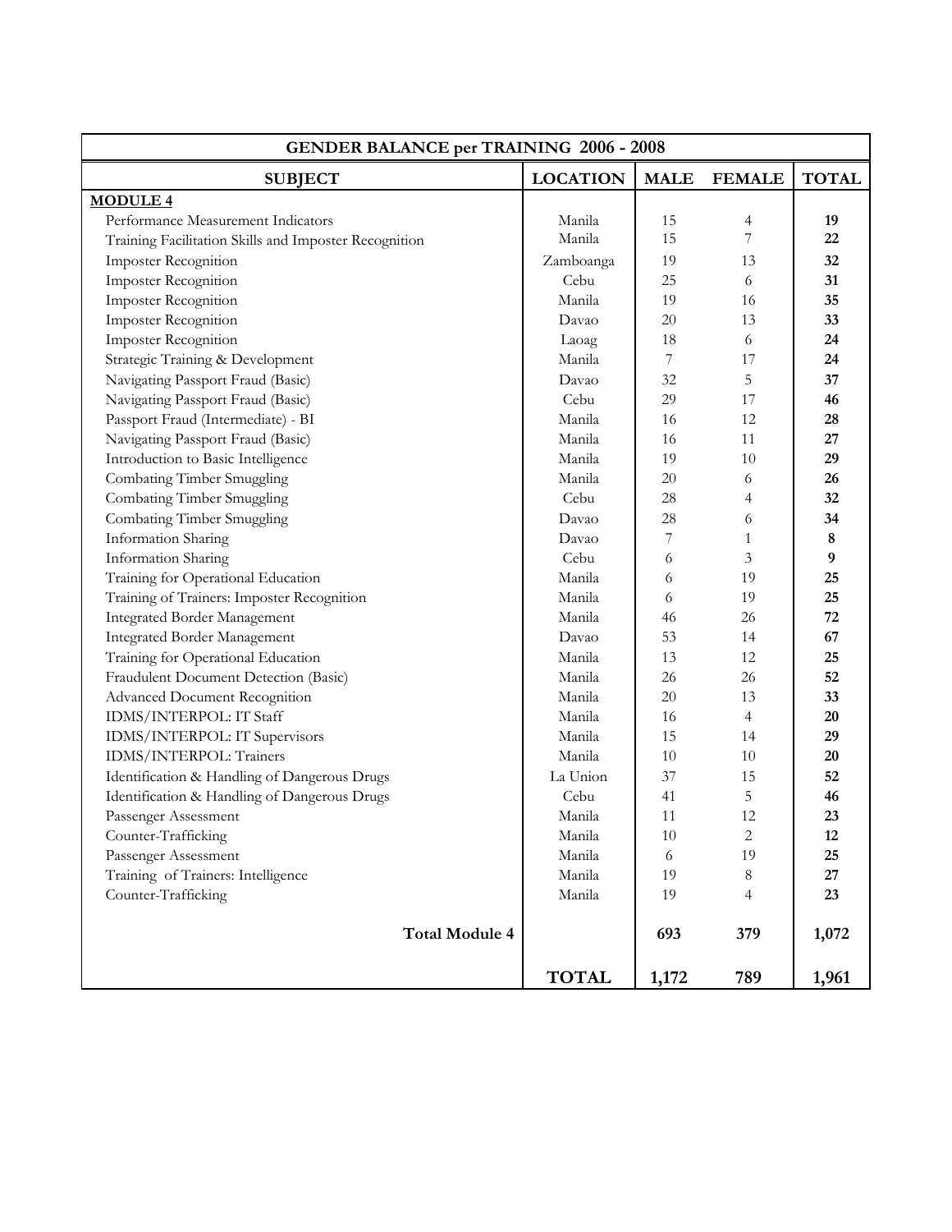| GENDER BALANCE per TRAINING 2006 - 2008 | | | | |
|---|---|---|---|---|
| **SUBJECT** | **LOCATION** | **MALE** | **FEMALE** | **TOTAL** |
| **MODULE 4** | | | | |
| Performance Measurement Indicators | Manila | 15 | 4 | **19** |
| Training Facilitation Skills and Imposter Recognition | Manila | 15 | 7 | **22** |
| Imposter Recognition | Zamboanga | 19 | 13 | **32** |
| Imposter Recognition | Cebu | 25 | 6 | **31** |
| Imposter Recognition | Manila | 19 | 16 | **35** |
| Imposter Recognition | Davao | 20 | 13 | **33** |
| Imposter Recognition | Laoag | 18 | 6 | **24** |
| Strategic Training & Development | Manila | 7 | 17 | **24** |
| Navigating Passport Fraud (Basic) | Davao | 32 | 5 | **37** |
| Navigating Passport Fraud (Basic) | Cebu | 29 | 17 | **46** |
| Passport Fraud (Intermediate) - BI | Manila | 16 | 12 | **28** |
| Navigating Passport Fraud (Basic) | Manila | 16 | 11 | **27** |
| Introduction to Basic Intelligence | Manila | 19 | 10 | **29** |
| Combating Timber Smuggling | Manila | 20 | 6 | **26** |
| Combating Timber Smuggling | Cebu | 28 | 4 | **32** |
| Combating Timber Smuggling | Davao | 28 | 6 | **34** |
| Information Sharing | Davao | 7 | 1 | **8** |
| Information Sharing | Cebu | 6 | 3 | **9** |
| Training for Operational Education | Manila | 6 | 19 | **25** |
| Training of Trainers: Imposter Recognition | Manila | 6 | 19 | **25** |
| Integrated Border Management | Manila | 46 | 26 | **72** |
| Integrated Border Management | Davao | 53 | 14 | **67** |
| Training for Operational Education | Manila | 13 | 12 | **25** |
| Fraudulent Document Detection (Basic) | Manila | 26 | 26 | **52** |
| Advanced Document Recognition | Manila | 20 | 13 | **33** |
| IDMS/INTERPOL: IT Staff | Manila | 16 | 4 | **20** |
| IDMS/INTERPOL: IT Supervisors | Manila | 15 | 14 | **29** |
| IDMS/INTERPOL: Trainers | Manila | 10 | 10 | **20** |
| Identification & Handling of Dangerous Drugs | La Union | 37 | 15 | **52** |
| Identification & Handling of Dangerous Drugs | Cebu | 41 | 5 | **46** |
| Passenger Assessment | Manila | 11 | 12 | **23** |
| Counter-Trafficking | Manila | 10 | 2 | **12** |
| Passenger Assessment | Manila | 6 | 19 | **25** |
| Training of Trainers: Intelligence | Manila | 19 | 8 | **27** |
| Counter-Trafficking | Manila | 19 | 4 | **23** |
| **Total Module 4** | | **693** | **379** | **1,072** |
| | **TOTAL** | **1,172** | **789** | **1,961** |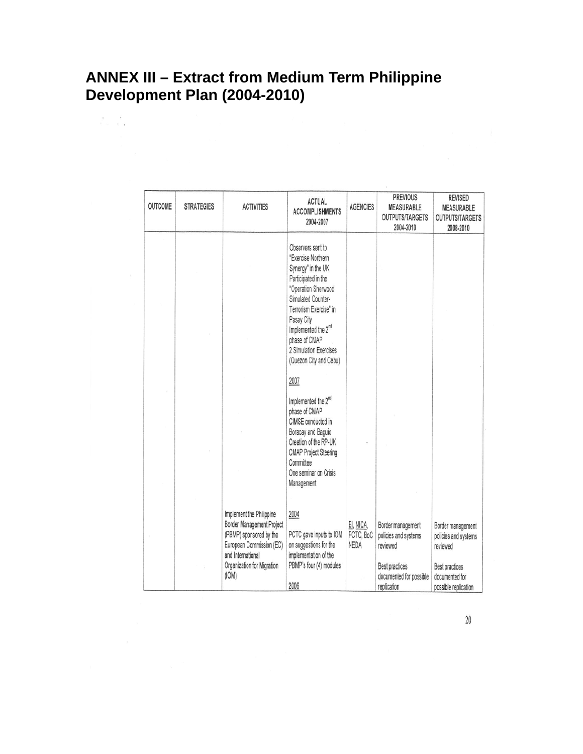## ANNEX III – Extract from Medium Term Philippine Development Plan (2004-2010)

| OUTCOME | STRATEGIES | ACTIVITIES | ACTUAL ACCOMPLISHMENTS 2004-2007 | AGENCIES | PREVIOUS MEASURABLE OUTPUTS/TARGETS 2004-2010 | REVISED MEASURABLE OUTPUTS/TARGETS 2008-2010 |
|---|---|---|---|---|---|---|
| | | | Observers sent to "Exercise Northern Synergy" in the UK<br>Participated in the "Operation Sherwood Simulated Counter-Terrorism Exercise" in Pasay City<br>Implemented the 2nd phase of CMAP<br>2 Simulation Exercises (Quezon City and Cebu)<br><br>2007<br><br>Implemented the 2nd phase of CMAP<br>CIMSE conducted in Boracay and Baguio<br>Creation of the RP-UK CMAP Project Steering Committee<br>One seminar on Crisis Management | | | |
| | | Implement the Philippine Border Management Project (PBMP) sponsored by the European Commission (EC) and International Organization for Migration (IOM) | 2004<br><br>PCTC gave inputs to IOM on suggestions for the implementation of the PBMP's four (4) modules<br><br>2006 | BI, NICA, PCTC, BoC NEDA | Border management policies and systems reviewed<br><br>Best practices documented for possible replication | Border management policies and systems reviewed<br><br>Best practices documented for possible replication |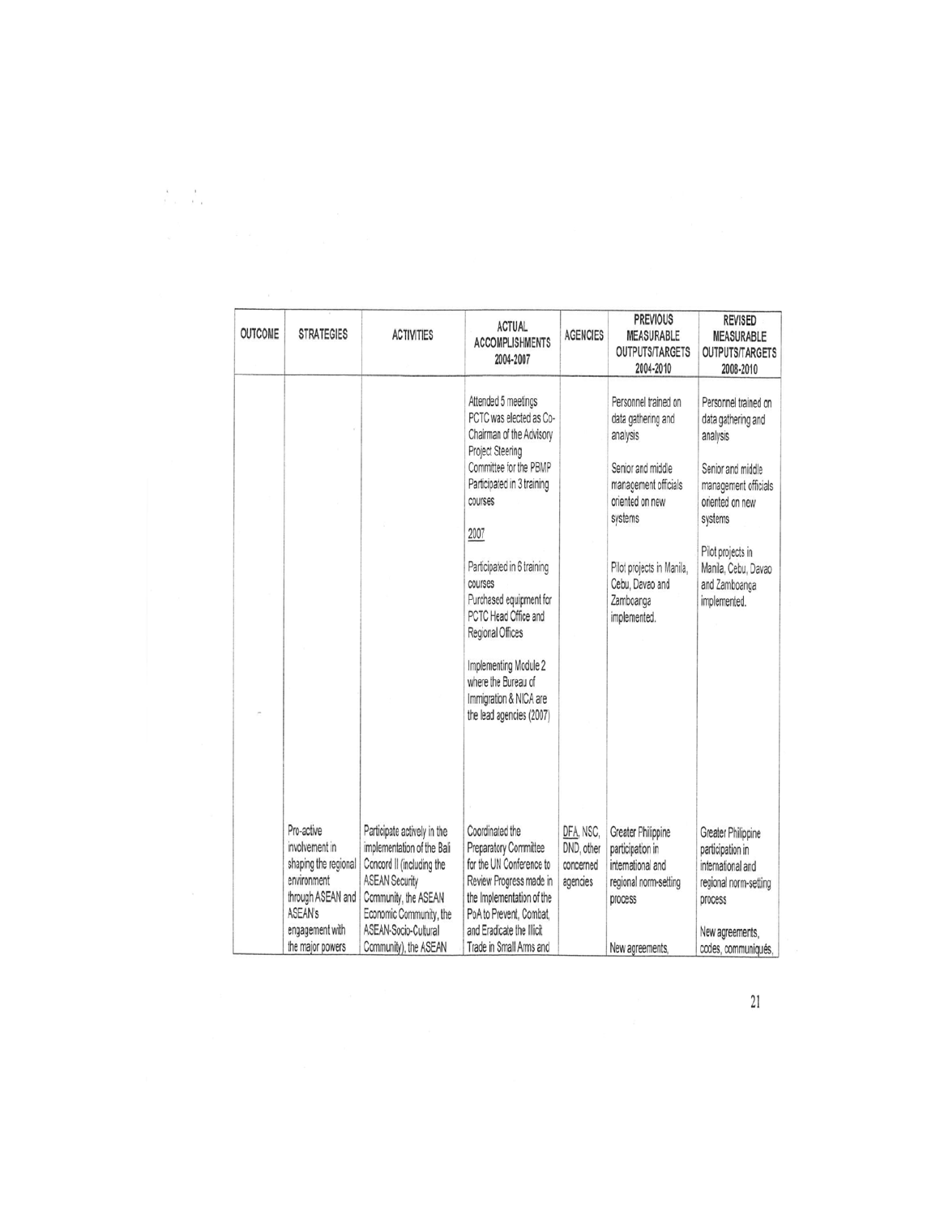| OUTCOME | STRATEGIES | ACTIVITIES | ACTUAL ACCOMPLISHMENTS 2004-2007 | AGENCIES | PREVIOUS MEASURABLE OUTPUTS/TARGETS 2004-2010 | REVISED MEASURABLE OUTPUTS/TARGETS 2008-2010 |
|---|---|---|---|---|---|---|
| | | | Attended 5 meetings<br>PCTC was elected as Co-Chairman of the Advisory Project Steering Committee for the PBMP<br>Participated in 3 training courses<br><br>2007<br><br>Participated in 6 training courses<br>Purchased equipment for PCTC Head Office and Regional Offices<br><br>Implementing Module 2 where the Bureau of Immigration & NICA are the lead agencies (2007) | | Personnel trained on data gathering and analysis<br><br>Senior and middle management officials oriented on new systems<br><br>Pilot projects in Manila, Cebu, Davao and Zamboanga implemented. | Personnel trained on data gathering and analysis<br><br>Senior and middle management officials oriented on new systems<br><br>Pilot projects in Manila, Cebu, Davao and Zamboanga implemented. |
| | Pro-active involvement in shaping the regional environment through ASEAN and ASEAN's engagement with the major powers | Participate actively in the implementation of the Bali Concord II (including the ASEAN Security Community, the ASEAN Economic Community, the ASEAN-Socio-Cultural Community), the ASEAN | Coordinated the Preparatory Committee for the UN Conference to Review Progress made in the Implementation of the PoA to Prevent, Combat, and Eradicate the Illicit Trade in Small Arms and | DFA, NSC, DND, other concerned agencies | Greater Philippine participation in international and regional norm-setting process<br><br>New agreements, | Greater Philippine participation in international and regional norm-setting process<br><br>New agreements, codes, communiqués, |